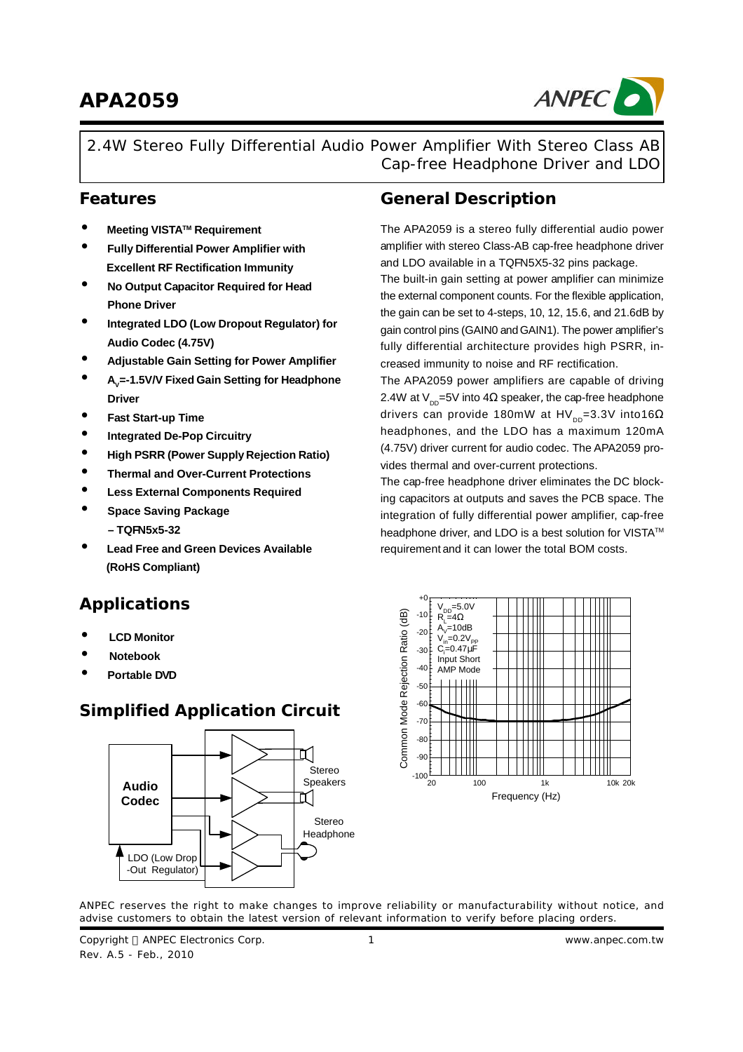# APA2059

2.4W Stereo Fully Differential Audio Power Amplifier With Stereo Class AB Cap-free Headphone Driver and LDO

## Features

- **Meeting VISTA™ Requirement**
- **Fully Differential Power Amplifier with Excellent RF Rectification Immunity**
- **No Output Capacitor Required for Head Phone Driver**
- **Integrated LDO (Low Dropout Regulator) for Audio Codec (4.75V)**
- **Adjustable Gain Setting for Power Amplifier**
- **$A_V$=-1.5V/V Fixed Gain Setting for Headphone Driver**
- **Fast Start-up Time**
- **Integrated De-Pop Circuitry**
- **High PSRR (Power Supply Rejection Ratio)**
- **Thermal and Over-Current Protections**
- **Less External Components Required**
- **Space Saving Package – TQFN5x5-32**
- **Lead Free and Green Devices Available (RoHS Compliant)**

## Applications

- **LCD Monitor**
- **Notebook**
- **Portable DVD**

## Simplified Application Circuit

Audio Codec · LDO (Low Drop -Out Regulator) · Stereo Speakers · Stereo Headphone

## General Description

The APA2059 is a stereo fully differential audio power amplifier with stereo Class-AB cap-free headphone driver and LDO available in a TQFN5X5-32 pins package.

The built-in gain setting at power amplifier can minimize the external component counts. For the flexible application, the gain can be set to 4-steps, 10, 12, 15.6, and 21.6dB by gain control pins (GAIN0 and GAIN1). The power amplifier's fully differential architecture provides high PSRR, increased immunity to noise and RF rectification.

The APA2059 power amplifiers are capable of driving 2.4W at $V_{DD}$=5V into 4Ω speaker, the cap-free headphone drivers can provide 180mW at $HV_{DD}$=3.3V into16Ω headphones, and the LDO has a maximum 120mA (4.75V) driver current for audio codec. The APA2059 provides thermal and over-current protections.

The cap-free headphone driver eliminates the DC blocking capacitors at outputs and saves the PCB space. The integration of fully differential power amplifier, cap-free headphone driver, and LDO is a best solution for VISTA™ requirement and it can lower the total BOM costs.

Common Mode Rejection Ratio (dB) vs. Frequency (Hz): $V_{DD}$=5.0V, $R_L$=4Ω, $A_V$=10dB, $V_{in}$=0.2$V_{PP}$, $C_i$=0.47μF, Input Short, AMP Mode

ANPEC reserves the right to make changes to improve reliability or manufacturability without notice, and advise customers to obtain the latest version of relevant information to verify before placing orders.

Copyright © ANPEC Electronics Corp.
Rev. A.5 - Feb., 2010
www.anpec.com.tw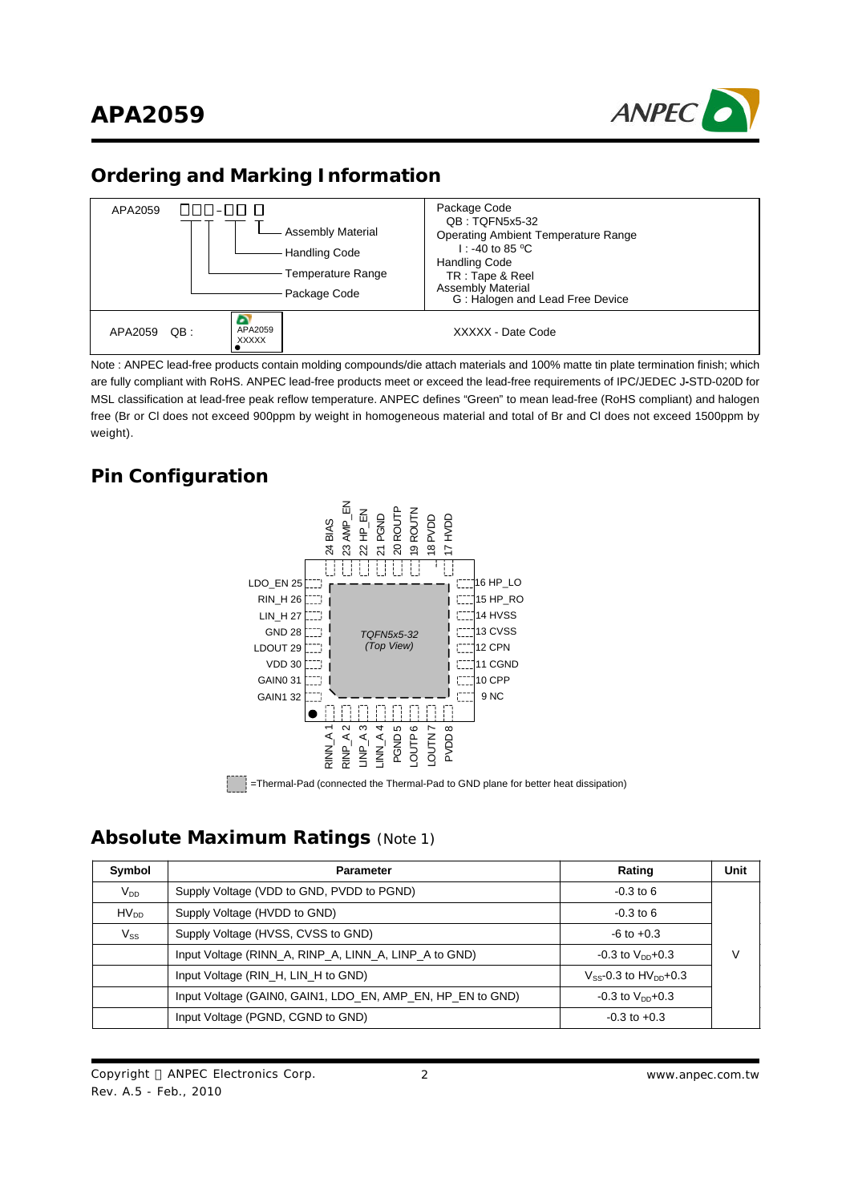## Ordering and Marking Information

| APA2059 □□□-□□ □ <br> Assembly Material <br> Handling Code <br> Temperature Range <br> Package Code | Package Code <br> QB : TQFN5x5-32 <br> Operating Ambient Temperature Range <br> I : -40 to 85 °C <br> Handling Code <br> TR : Tape & Reel <br> Assembly Material <br> G : Halogen and Lead Free Device |
|---|---|
| APA2059 QB : APA2059 XXXXX | XXXXX - Date Code |

Note : ANPEC lead-free products contain molding compounds/die attach materials and 100% matte tin plate termination finish; which are fully compliant with RoHS. ANPEC lead-free products meet or exceed the lead-free requirements of IPC/JEDEC J-STD-020D for MSL classification at lead-free peak reflow temperature. ANPEC defines "Green" to mean lead-free (RoHS compliant) and halogen free (Br or Cl does not exceed 900ppm by weight in homogeneous material and total of Br and Cl does not exceed 1500ppm by weight).

## Pin Configuration

TQFN5x5-32 (Top View)

Pins 1–8: RINN_A 1, RINP_A 2, LINP_A 3, LINN_A 4, PGND 5, LOUTP 6, LOUTN 7, PVDD 8

Pins 9–16: 9 NC, 10 CPP, 11 CGND, 12 CPN, 13 CVSS, 14 HVSS, 15 HP_RO, 16 HP_LO

Pins 17–24: 17 HVDD, 18 PVDD, 19 ROUTN, 20 ROUTP, 21 PGND, 22 HP_EN, 23 AMP_EN, 24 BIAS

Pins 25–32: LDO_EN 25, RIN_H 26, LIN_H 27, GND 28, LDOUT 29, VDD 30, GAIN0 31, GAIN1 32

=Thermal-Pad (connected the Thermal-Pad to GND plane for better heat dissipation)

## Absolute Maximum Ratings (Note 1)

| Symbol | Parameter | Rating | Unit |
|---|---|---|---|
| $V_{DD}$ | Supply Voltage (VDD to GND, PVDD to PGND) | -0.3 to 6 | V |
| $HV_{DD}$ | Supply Voltage (HVDD to GND) | -0.3 to 6 | |
| $V_{SS}$ | Supply Voltage (HVSS, CVSS to GND) | -6 to +0.3 | |
| | Input Voltage (RINN_A, RINP_A, LINN_A, LINP_A to GND) | -0.3 to $V_{DD}$+0.3 | |
| | Input Voltage (RIN_H, LIN_H to GND) | $V_{SS}$-0.3 to $HV_{DD}$+0.3 | |
| | Input Voltage (GAIN0, GAIN1, LDO_EN, AMP_EN, HP_EN to GND) | -0.3 to $V_{DD}$+0.3 | |
| | Input Voltage (PGND, CGND to GND) | -0.3 to +0.3 | |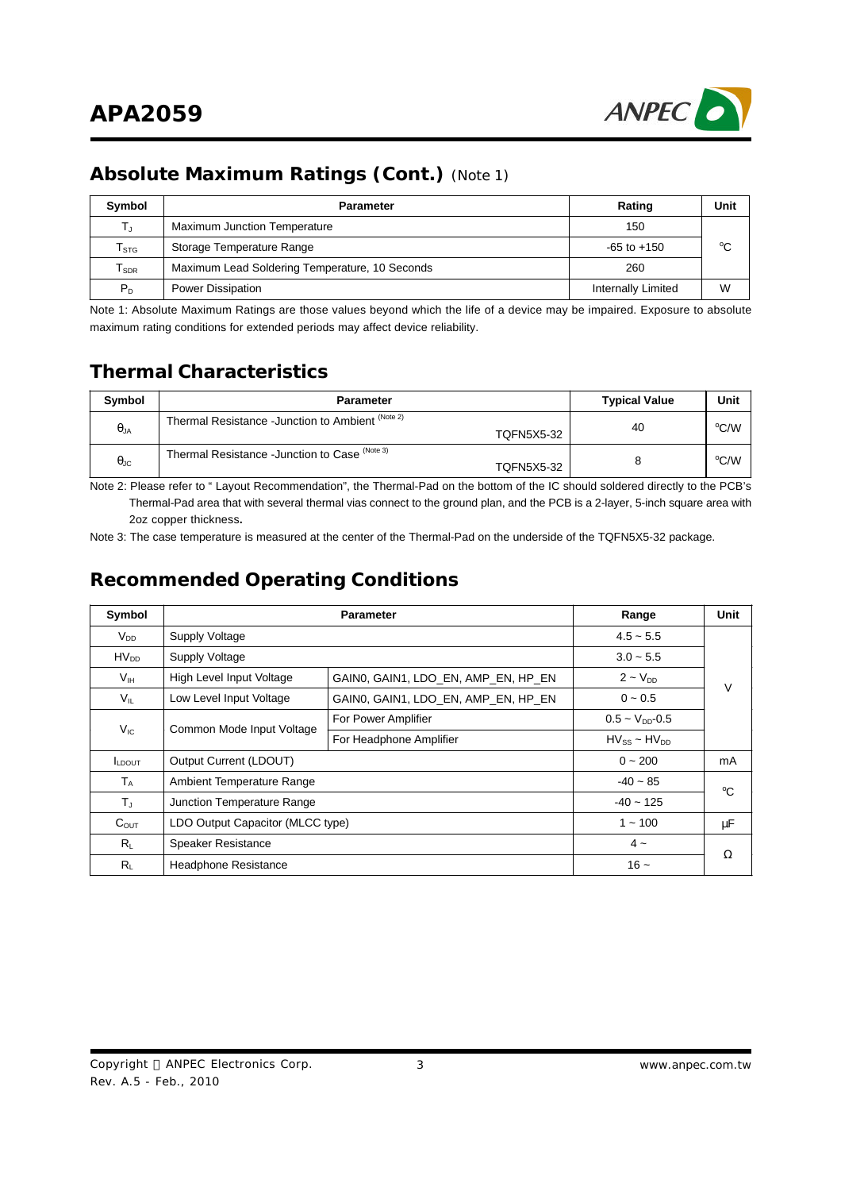## Absolute Maximum Ratings (Cont.) (Note 1)

| Symbol | Parameter | Rating | Unit |
|---|---|---|---|
| $T_J$ | Maximum Junction Temperature | 150 | °C |
| $T_{STG}$ | Storage Temperature Range | -65 to +150 | °C |
| $T_{SDR}$ | Maximum Lead Soldering Temperature, 10 Seconds | 260 | °C |
| $P_D$ | Power Dissipation | Internally Limited | W |

Note 1: Absolute Maximum Ratings are those values beyond which the life of a device may be impaired. Exposure to absolute maximum rating conditions for extended periods may affect device reliability.

## Thermal Characteristics

| Symbol | Parameter | | Typical Value | Unit |
|---|---|---|---|---|
| $\theta_{JA}$ | Thermal Resistance -Junction to Ambient (Note 2) | TQFN5X5-32 | 40 | °C/W |
| $\theta_{JC}$ | Thermal Resistance -Junction to Case (Note 3) | TQFN5X5-32 | 8 | °C/W |

Note 2: Please refer to " Layout Recommendation", the Thermal-Pad on the bottom of the IC should soldered directly to the PCB's Thermal-Pad area that with several thermal vias connect to the ground plan, and the PCB is a 2-layer, 5-inch square area with 2oz copper thickness.

Note 3: The case temperature is measured at the center of the Thermal-Pad on the underside of the TQFN5X5-32 package.

## Recommended Operating Conditions

| Symbol | Parameter | | Range | Unit |
|---|---|---|---|---|
| $V_{DD}$ | Supply Voltage | | 4.5 ~ 5.5 | V |
| $HV_{DD}$ | Supply Voltage | | 3.0 ~ 5.5 | V |
| $V_{IH}$ | High Level Input Voltage | GAIN0, GAIN1, LDO_EN, AMP_EN, HP_EN | 2 ~ $V_{DD}$ | V |
| $V_{IL}$ | Low Level Input Voltage | GAIN0, GAIN1, LDO_EN, AMP_EN, HP_EN | 0 ~ 0.5 | V |
| $V_{IC}$ | Common Mode Input Voltage | For Power Amplifier | 0.5 ~ $V_{DD}$-0.5 | V |
| | | For Headphone Amplifier | $HV_{SS}$ ~ $HV_{DD}$ | V |
| $I_{LDOUT}$ | Output Current (LDOUT) | | 0 ~ 200 | mA |
| $T_A$ | Ambient Temperature Range | | -40 ~ 85 | °C |
| $T_J$ | Junction Temperature Range | | -40 ~ 125 | °C |
| $C_{OUT}$ | LDO Output Capacitor (MLCC type) | | 1 ~ 100 | μF |
| $R_L$ | Speaker Resistance | | 4 ~ | Ω |
| $R_L$ | Headphone Resistance | | 16 ~ | Ω |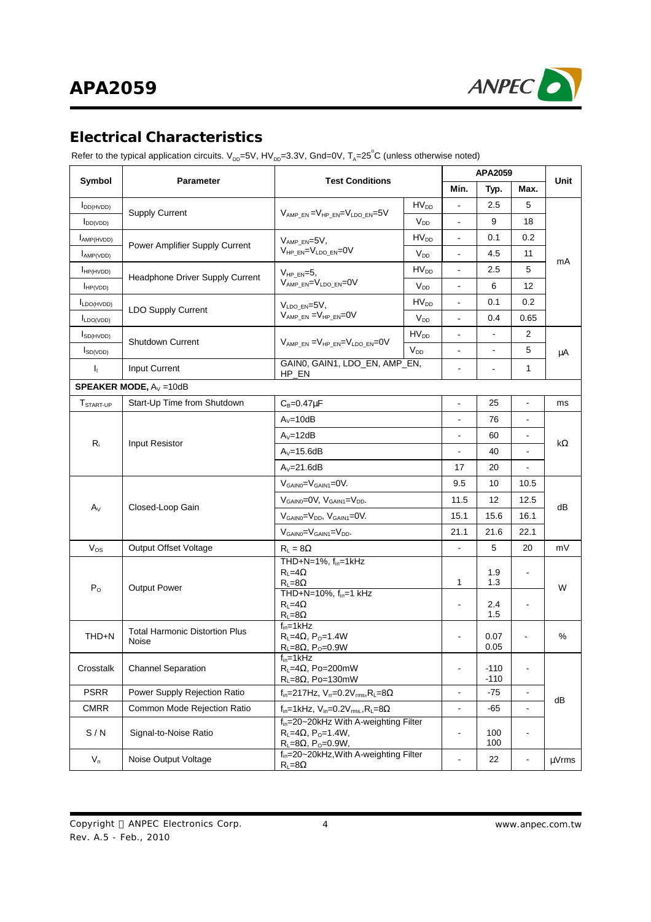## Electrical Characteristics

Refer to the typical application circuits. $V_{DD}$=5V, $HV_{DD}$=3.3V, Gnd=0V, $T_A$=25°C (unless otherwise noted)

| Symbol | Parameter | Test Conditions | | APA2059 | | | Unit |
|---|---|---|---|---|---|---|---|
| | | | | Min. | Typ. | Max. | |
| $I_{DD(HVDD)}$ | Supply Current | $V_{AMP\_EN}=V_{HP\_EN}=V_{LDO\_EN}$=5V | $HV_{DD}$ | - | 2.5 | 5 | mA |
| $I_{DD(VDD)}$ | | | $V_{DD}$ | - | 9 | 18 | |
| $I_{AMP(HVDD)}$ | Power Amplifier Supply Current | $V_{AMP\_EN}$=5V, $V_{HP\_EN}=V_{LDO\_EN}$=0V | $HV_{DD}$ | - | 0.1 | 0.2 | |
| $I_{AMP(VDD)}$ | | | $V_{DD}$ | - | 4.5 | 11 | |
| $I_{HP(HVDD)}$ | Headphone Driver Supply Current | $V_{HP\_EN}$=5, $V_{AMP\_EN}=V_{LDO\_EN}$=0V | $HV_{DD}$ | - | 2.5 | 5 | |
| $I_{HP(VDD)}$ | | | $V_{DD}$ | - | 6 | 12 | |
| $I_{LDO(HVDD)}$ | LDO Supply Current | $V_{LDO\_EN}$=5V, $V_{AMP\_EN}=V_{HP\_EN}$=0V | $HV_{DD}$ | - | 0.1 | 0.2 | |
| $I_{LDO(VDD)}$ | | | $V_{DD}$ | - | 0.4 | 0.65 | |
| $I_{SD(HVDD)}$ | Shutdown Current | $V_{AMP\_EN}=V_{HP\_EN}=V_{LDO\_EN}$=0V | $HV_{DD}$ | - | - | 2 | μA |
| $I_{SD(VDD)}$ | | | $V_{DD}$ | - | - | 5 | |
| $I_I$ | Input Current | GAIN0, GAIN1, LDO_EN, AMP_EN, HP_EN | | - | - | 1 | |
| **SPEAKER MODE, $A_V$ =10dB** | | | | | | | |
| $T_{START-UP}$ | Start-Up Time from Shutdown | $C_B$=0.47μF | | - | 25 | - | ms |
| $R_i$ | Input Resistor | $A_V$=10dB | | - | 76 | - | kΩ |
| | | $A_V$=12dB | | - | 60 | - | |
| | | $A_V$=15.6dB | | - | 40 | - | |
| | | $A_V$=21.6dB | | 17 | 20 | - | |
| $A_V$ | Closed-Loop Gain | $V_{GAIN0}=V_{GAIN1}$=0V. | | 9.5 | 10 | 10.5 | dB |
| | | $V_{GAIN0}$=0V, $V_{GAIN1}=V_{DD}$. | | 11.5 | 12 | 12.5 | |
| | | $V_{GAIN0}=V_{DD}$, $V_{GAIN1}$=0V. | | 15.1 | 15.6 | 16.1 | |
| | | $V_{GAIN0}=V_{GAIN1}=V_{DD}$. | | 21.1 | 21.6 | 22.1 | |
| $V_{OS}$ | Output Offset Voltage | $R_L$ = 8Ω | | - | 5 | 20 | mV |
| $P_O$ | Output Power | THD+N=1%, $f_{in}$=1kHz<br>$R_L$=4Ω<br>$R_L$=8Ω | | <br><br>1 | <br>1.9<br>1.3 | - | W |
| | | THD+N=10%, $f_{in}$=1 kHz<br>$R_L$=4Ω<br>$R_L$=8Ω | | - | <br>2.4<br>1.5 | - | |
| THD+N | Total Harmonic Distortion Plus Noise | $f_{in}$=1kHz<br>$R_L$=4Ω, $P_O$=1.4W<br>$R_L$=8Ω, $P_O$=0.9W | | - | <br>0.07<br>0.05 | - | % |
| Crosstalk | Channel Separation | $f_{in}$=1kHz<br>$R_L$=4Ω, Po=200mW<br>$R_L$=8Ω, Po=130mW | | - | <br>-110<br>-110 | - | dB |
| PSRR | Power Supply Rejection Ratio | $f_{in}$=217Hz, $V_{rr}$=0.2$V_{rms}$, $R_L$=8Ω | | - | -75 | - | |
| CMRR | Common Mode Rejection Ratio | $f_{in}$=1kHz, $V_{in}$=0.2$V_{rms}$, $R_L$=8Ω | | - | -65 | - | |
| S / N | Signal-to-Noise Ratio | $f_{in}$=20~20kHz With A-weighting Filter<br>$R_L$=4Ω, $P_O$=1.4W,<br>$R_L$=8Ω, $P_O$=0.9W, | | - | <br>100<br>100 | - | |
| $V_n$ | Noise Output Voltage | $f_{in}$=20~20kHz,With A-weighting Filter<br>$R_L$=8Ω | | - | 22 | - | μVrms |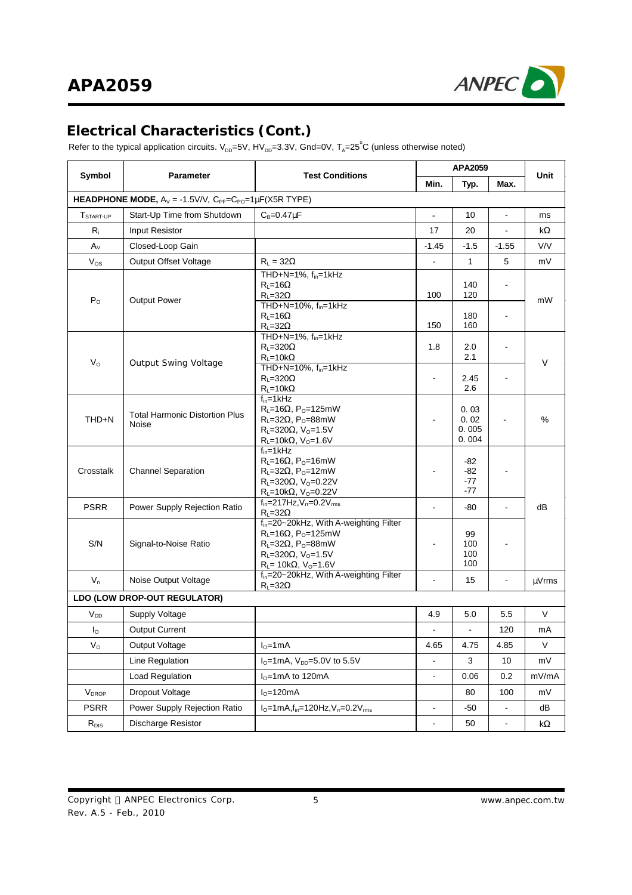## Electrical Characteristics (Cont.)

Refer to the typical application circuits. $V_{DD}$=5V, $HV_{DD}$=3.3V, Gnd=0V, $T_A$=25°C (unless otherwise noted)

| Symbol | Parameter | Test Conditions | APA2059 | | | Unit |
|---|---|---|---|---|---|---|
| | | | Min. | Typ. | Max. | |
| **HEADPHONE MODE,** $A_V$ = -1.5V/V, $C_{PF}$=$C_{PO}$=1μF(X5R TYPE) | | | | | | |
| $T_{START-UP}$ | Start-Up Time from Shutdown | $C_B$=0.47μF | - | 10 | - | ms |
| $R_i$ | Input Resistor | | 17 | 20 | - | kΩ |
| $A_V$ | Closed-Loop Gain | | -1.45 | -1.5 | -1.55 | V/V |
| $V_{OS}$ | Output Offset Voltage | $R_L$ = 32Ω | - | 1 | 5 | mV |
| $P_O$ | Output Power | THD+N=1%, $f_{in}$=1kHz<br>$R_L$=16Ω<br>$R_L$=32Ω | <br><br>100 | <br>140<br>120 | - | mW |
| | | THD+N=10%, $f_{in}$=1kHz<br>$R_L$=16Ω<br>$R_L$=32Ω | <br><br>150 | <br>180<br>160 | - | |
| $V_O$ | Output Swing Voltage | THD+N=1%, $f_{in}$=1kHz<br>$R_L$=320Ω<br>$R_L$=10kΩ | <br>1.8 | <br>2.0<br>2.1 | - | V |
| | | THD+N=10%, $f_{in}$=1kHz<br>$R_L$=320Ω<br>$R_L$=10kΩ | - | <br>2.45<br>2.6 | - | |
| THD+N | Total Harmonic Distortion Plus Noise | $f_{in}$=1kHz<br>$R_L$=16Ω, $P_O$=125mW<br>$R_L$=32Ω, $P_O$=88mW<br>$R_L$=320Ω, $V_O$=1.5V<br>$R_L$=10kΩ, $V_O$=1.6V | - | <br>0.03<br>0.02<br>0.005<br>0.004 | - | % |
| Crosstalk | Channel Separation | $f_{in}$=1kHz<br>$R_L$=16Ω, $P_O$=16mW<br>$R_L$=32Ω, $P_O$=12mW<br>$R_L$=320Ω, $V_O$=0.22V<br>$R_L$=10kΩ, $V_O$=0.22V | - | <br>-82<br>-82<br>-77<br>-77 | - | dB |
| PSRR | Power Supply Rejection Ratio | $f_{in}$=217Hz, $V_{rr}$=0.2$V_{rms}$<br>$R_L$=32Ω | - | -80 | - | |
| S/N | Signal-to-Noise Ratio | $f_{in}$=20~20kHz, With A-weighting Filter<br>$R_L$=16Ω, $P_O$=125mW<br>$R_L$=32Ω, $P_O$=88mW<br>$R_L$=320Ω, $V_O$=1.5V<br>$R_L$= 10kΩ, $V_O$=1.6V | - | <br>99<br>100<br>100<br>100 | - | |
| $V_n$ | Noise Output Voltage | $f_{in}$=20~20kHz, With A-weighting Filter<br>$R_L$=32Ω | - | 15 | - | μVrms |
| **LDO (LOW DROP-OUT REGULATOR)** | | | | | | |
| $V_{DD}$ | Supply Voltage | | 4.9 | 5.0 | 5.5 | V |
| $I_O$ | Output Current | | - | - | 120 | mA |
| $V_O$ | Output Voltage | $I_O$=1mA | 4.65 | 4.75 | 4.85 | V |
| | Line Regulation | $I_O$=1mA, $V_{DD}$=5.0V to 5.5V | - | 3 | 10 | mV |
| | Load Regulation | $I_O$=1mA to 120mA | - | 0.06 | 0.2 | mV/mA |
| $V_{DROP}$ | Dropout Voltage | $I_O$=120mA | | 80 | 100 | mV |
| PSRR | Power Supply Rejection Ratio | $I_O$=1mA, $f_{in}$=120Hz, $V_{rr}$=0.2$V_{rms}$ | - | -50 | - | dB |
| $R_{DIS}$ | Discharge Resistor | | - | 50 | - | kΩ |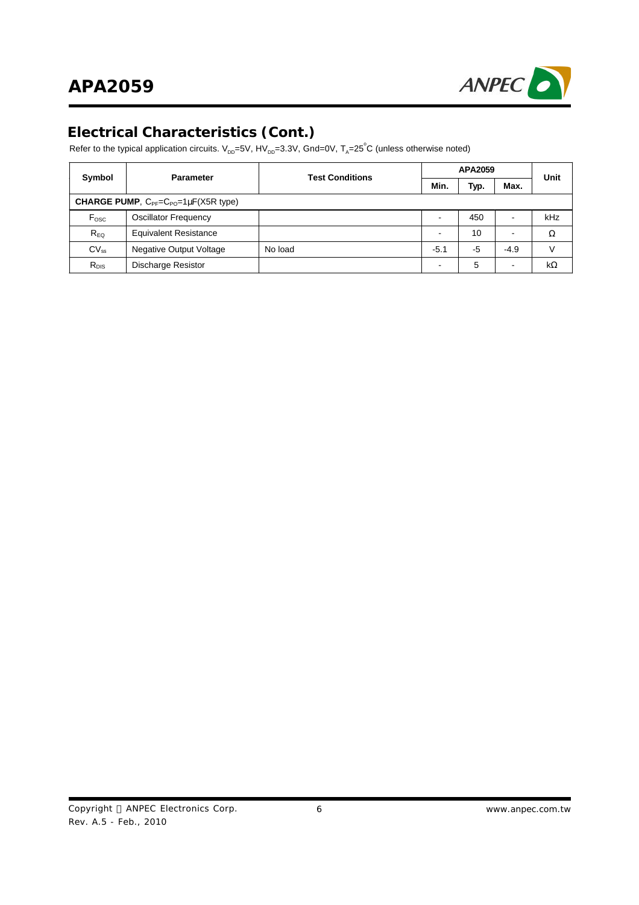## Electrical Characteristics (Cont.)

Refer to the typical application circuits. $V_{DD}$=5V, $HV_{DD}$=3.3V, Gnd=0V, $T_A$=25°C (unless otherwise noted)

| Symbol | Parameter | Test Conditions | APA2059 | | | Unit |
|---|---|---|---|---|---|---|
| | | | Min. | Typ. | Max. | |
| **CHARGE PUMP**, $C_{PF}$=$C_{PO}$=1µF(X5R type) | | | | | | |
| $F_{OSC}$ | Oscillator Frequency | | - | 450 | - | kHz |
| $R_{EQ}$ | Equivalent Resistance | | - | 10 | - | Ω |
| $CV_{ss}$ | Negative Output Voltage | No load | -5.1 | -5 | -4.9 | V |
| $R_{DIS}$ | Discharge Resistor | | - | 5 | - | kΩ |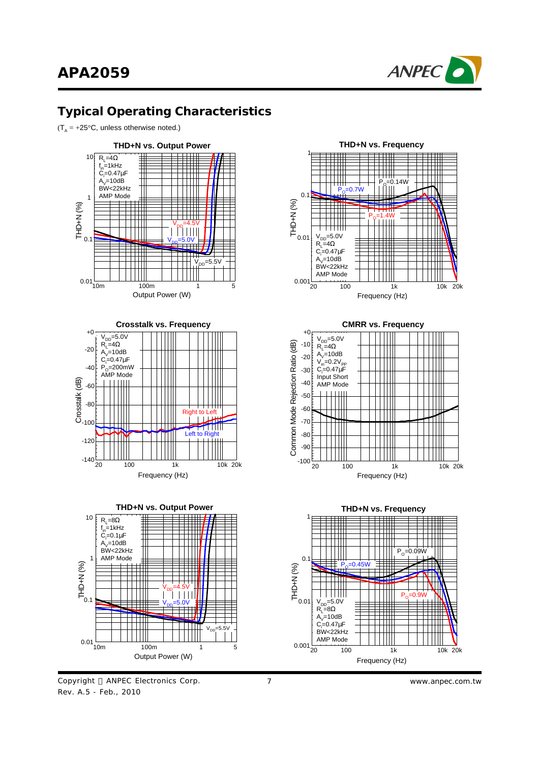## Typical Operating Characteristics

($T_A$ = +25°C, unless otherwise noted.)

**THD+N vs. Output Power**

$R_L$=4Ω
$f_{in}$=1kHz
$C_i$=0.47μF
$A_V$=10dB
BW<22kHz
AMP Mode

$V_{DD}$=4.5V
$V_{DD}$=5.0V
$V_{DD}$=5.5V

THD+N (%) — Output Power (W)

**THD+N vs. Frequency**

$V_{DD}$=5.0V
$R_L$=4Ω
$C_i$=0.47μF
$A_V$=10dB
BW<22kHz
AMP Mode

$P_O$=0.14W
$P_O$=0.7W
$P_O$=1.4W

THD+N (%) — Frequency (Hz)

**Crosstalk vs. Frequency**

$V_{DD}$=5.0V
$R_L$=4Ω
$A_V$=10dB
$C_i$=0.47μF
$P_O$=200mW
AMP Mode

Right to Left
Left to Right

Crosstalk (dB) — Frequency (Hz)

**CMRR vs. Frequency**

$V_{DD}$=5.0V
$R_L$=4Ω
$A_V$=10dB
$V_{in}$=0.2$V_{PP}$
$C_i$=0.47μF
Input Short
AMP Mode

Common Mode Rejection Ratio (dB) — Frequency (Hz)

**THD+N vs. Output Power**

$R_L$=8Ω
$f_{in}$=1kHz
$C_i$=0.1μF
$A_V$=10dB
BW<22kHz
AMP Mode

$V_{DD}$=4.5V
$V_{DD}$=5.0V
$V_{DD}$=5.5V

THD+N (%) — Output Power (W)

**THD+N vs. Frequency**

$V_{DD}$=5.0V
$R_L$=8Ω
$A_V$=10dB
$C_i$=0.47μF
BW<22kHz
AMP Mode

$P_O$=0.09W
$P_O$=0.45W
$P_O$=0.9W

THD+N (%) — Frequency (Hz)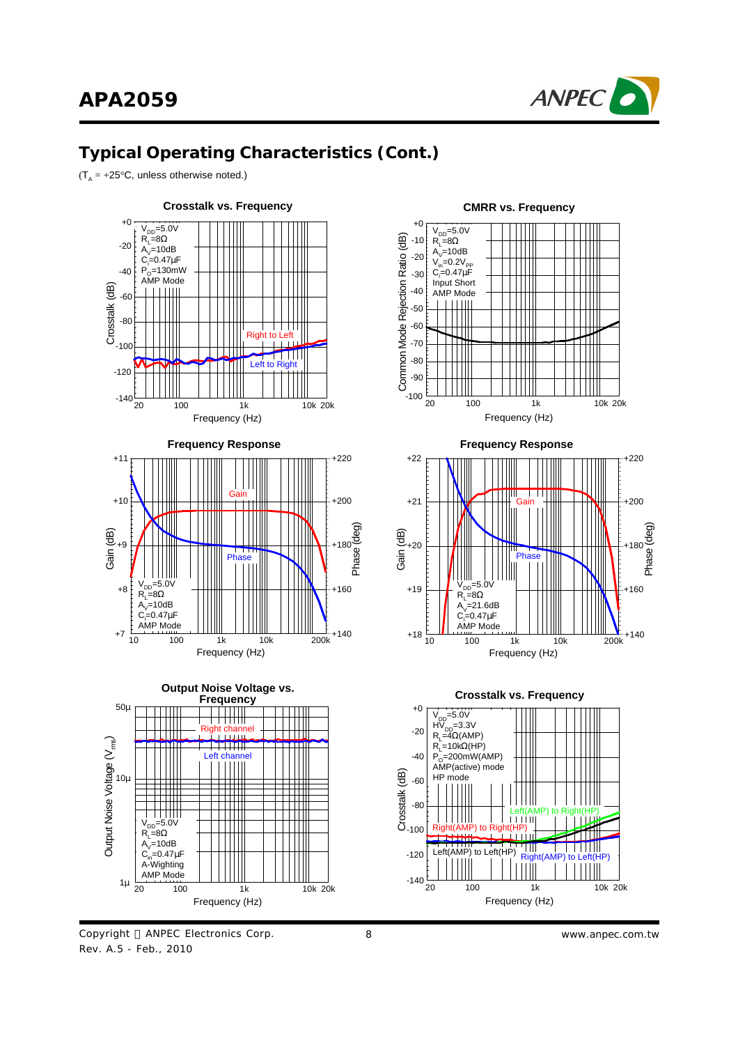## Typical Operating Characteristics (Cont.)

($T_A$ = +25°C, unless otherwise noted.)

**Crosstalk vs. Frequency**

$V_{DD}$=5.0V
$R_L$=8Ω
$A_V$=10dB
$C_i$=0.47μF
$P_O$=130mW
AMP Mode

Right to Left
Left to Right

Crosstalk (dB): +0, -20, -40, -60, -80, -100, -120, -140
Frequency (Hz): 20, 100, 1k, 10k, 20k

**CMRR vs. Frequency**

$V_{DD}$=5.0V
$R_L$=8Ω
$A_V$=10dB
$V_{in}$=0.2$V_{PP}$
$C_i$=0.47μF
Input Short
AMP Mode

Common Mode Rejection Ratio (dB): +0, -10, -20, -30, -40, -50, -60, -70, -80, -90, -100
Frequency (Hz): 20, 100, 1k, 10k, 20k

**Frequency Response**

$V_{DD}$=5.0V
$R_L$=8Ω
$A_V$=10dB
$C_i$=0.47μF
AMP Mode

Gain
Phase

Gain (dB): +7, +8, +9, +10, +11
Phase (deg): +140, +160, +180, +200, +220
Frequency (Hz): 10, 100, 1k, 10k, 200k

**Frequency Response**

$V_{DD}$=5.0V
$R_L$=8Ω
$A_V$=21.6dB
$C_i$=0.47μF
AMP Mode

Gain
Phase

Gain (dB): +18, +19, +20, +21, +22
Phase (deg): +140, +160, +180, +200, +220
Frequency (Hz): 10, 100, 1k, 10k, 200k

**Output Noise Voltage vs. Frequency**

$V_{DD}$=5.0V
$R_L$=8Ω
$A_V$=10dB
$C_{in}$=0.47μF
A-Wighting
AMP Mode

Right channel
Left channel

Output Noise Voltage ($V_{rms}$): 1μ, 10μ, 50μ
Frequency (Hz): 20, 100, 1k, 10k, 20k

**Crosstalk vs. Frequency**

$V_{DD}$=5.0V
$HV_{DD}$=3.3V
$R_L$=4Ω(AMP)
$R_L$=10kΩ(HP)
$P_O$=200mW(AMP)
AMP(active) mode
HP mode

Left(AMP) to Right(HP)
Right(AMP) to Right(HP)
Left(AMP) to Left(HP)
Right(AMP) to Left(HP)

Crosstalk (dB): +0, -20, -40, -60, -80, -100, -120, -140
Frequency (Hz): 20, 100, 1k, 10k, 20k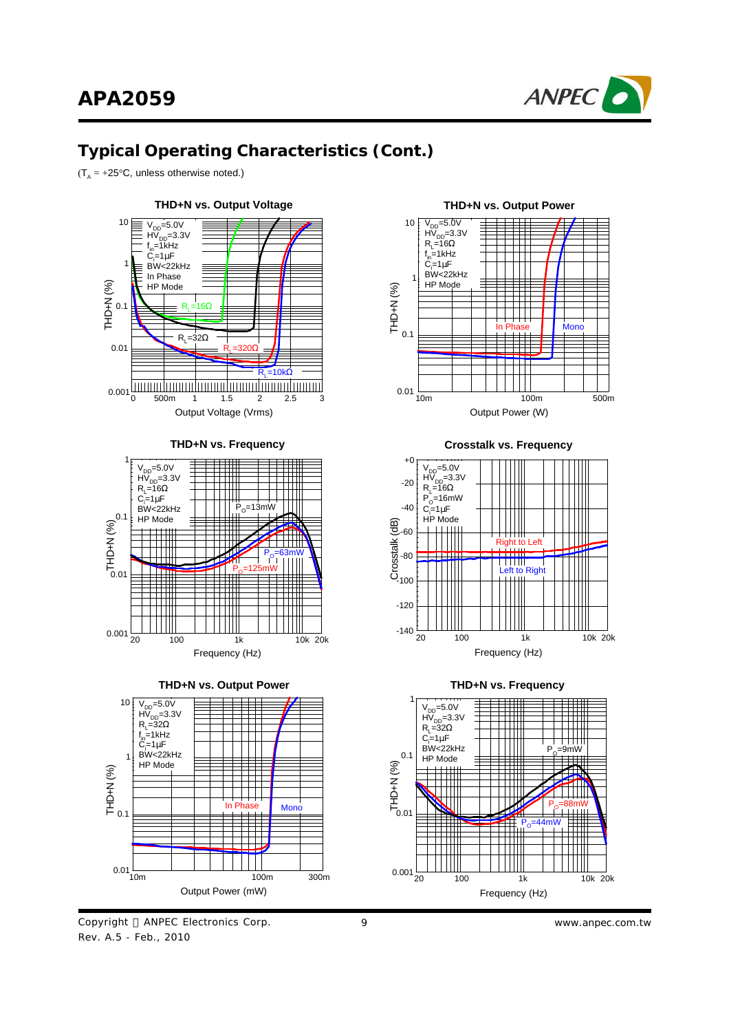## Typical Operating Characteristics (Cont.)

($T_A$ = +25°C, unless otherwise noted.)

**THD+N vs. Output Voltage**

$V_{DD}$=5.0V, $HV_{DD}$=3.3V, $f_{in}$=1kHz, $C_i$=1μF, BW<22kHz, In Phase, HP Mode

Curves: $R_L$=16Ω, $R_L$=32Ω, $R_L$=320Ω, $R_L$=10kΩ

THD+N (%) vs. Output Voltage (Vrms)

**THD+N vs. Output Power**

$V_{DD}$=5.0V, $HV_{DD}$=3.3V, $R_L$=16Ω, $f_{in}$=1kHz, $C_i$=1μF, BW<22kHz, HP Mode

Curves: In Phase, Mono

THD+N (%) vs. Output Power (W)

**THD+N vs. Frequency**

$V_{DD}$=5.0V, $HV_{DD}$=3.3V, $R_L$=16Ω, $C_i$=1μF, BW<22kHz, HP Mode

Curves: $P_O$=13mW, $P_O$=63mW, $P_O$=125mW

THD+N (%) vs. Frequency (Hz)

**Crosstalk vs. Frequency**

$V_{DD}$=5.0V, $HV_{DD}$=3.3V, $R_L$=16Ω, $P_O$=16mW, $C_i$=1μF, HP Mode

Curves: Right to Left, Left to Right

Crosstalk (dB) vs. Frequency (Hz)

**THD+N vs. Output Power**

$V_{DD}$=5.0V, $HV_{DD}$=3.3V, $R_L$=32Ω, $f_{in}$=1kHz, $C_i$=1μF, BW<22kHz, HP Mode

Curves: In Phase, Mono

THD+N (%) vs. Output Power (mW)

**THD+N vs. Frequency**

$V_{DD}$=5.0V, $HV_{DD}$=3.3V, $R_L$=32Ω, $C_i$=1μF, BW<22kHz, HP Mode

Curves: $P_O$=9mW, $P_O$=88mW, $P_O$=44mW

THD+N (%) vs. Frequency (Hz)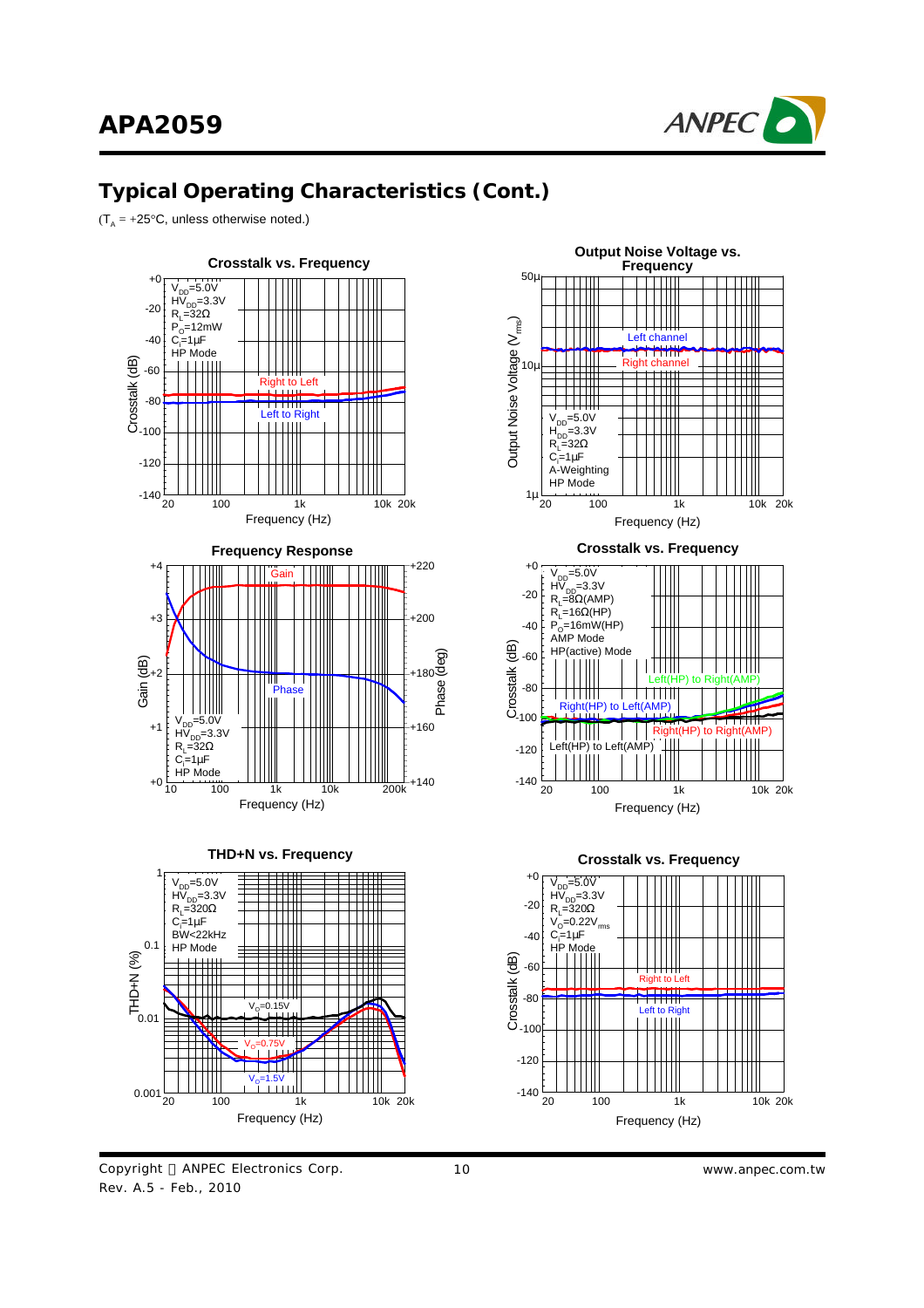## Typical Operating Characteristics (Cont.)

($T_A$ = +25°C, unless otherwise noted.)

**Crosstalk vs. Frequency**

$V_{DD}$=5.0V
$HV_{DD}$=3.3V
$R_L$=32Ω
$P_O$=12mW
$C_i$=1µF
HP Mode

Right to Left
Left to Right

Crosstalk (dB): +0, -20, -40, -60, -80, -100, -120, -140
Frequency (Hz): 20, 100, 1k, 10k, 20k

**Output Noise Voltage vs. Frequency**

$V_{DD}$=5.0V
$H_{DD}$=3.3V
$R_L$=32Ω
$C_i$=1µF
A-Weighting
HP Mode

Left channel
Right channel

Output Noise Voltage ($V_{rms}$): 50µ, 10µ, 1µ
Frequency (Hz): 20, 100, 1k, 10k, 20k

**Frequency Response**

$V_{DD}$=5.0V
$HV_{DD}$=3.3V
$R_L$=32Ω
$C_i$=1µF
HP Mode

Gain
Phase

Gain (dB): +0, +1, +2, +3, +4
Phase (deg): +140, +160, +180, +200, +220
Frequency (Hz): 10, 100, 1k, 10k, 200k

**Crosstalk vs. Frequency**

$V_{DD}$=5.0V
$HV_{DD}$=3.3V
$R_L$=8Ω(AMP)
$R_L$=16Ω(HP)
$P_O$=16mW(HP)
AMP Mode
HP(active) Mode

Left(HP) to Right(AMP)
Right(HP) to Left(AMP)
Right(HP) to Right(AMP)
Left(HP) to Left(AMP)

Crosstalk (dB): +0, -20, -40, -60, -80, -100, -120, -140
Frequency (Hz): 20, 100, 1k, 10k, 20k

**THD+N vs. Frequency**

$V_{DD}$=5.0V
$HV_{DD}$=3.3V
$R_L$=320Ω
$C_i$=1µF
BW<22kHz
HP Mode

$V_O$=0.15V
$V_O$=0.75V
$V_O$=1.5V

THD+N (%): 0.001, 0.01, 0.1, 1
Frequency (Hz): 20, 100, 1k, 10k, 20k

**Crosstalk vs. Frequency**

$V_{DD}$=5.0V
$HV_{DD}$=3.3V
$R_L$=320Ω
$V_O$=0.22$V_{rms}$
$C_i$=1µF
HP Mode

Right to Left
Left to Right

Crosstalk (dB): +0, -20, -40, -60, -80, -100, -120, -140
Frequency (Hz): 20, 100, 1k, 10k, 20k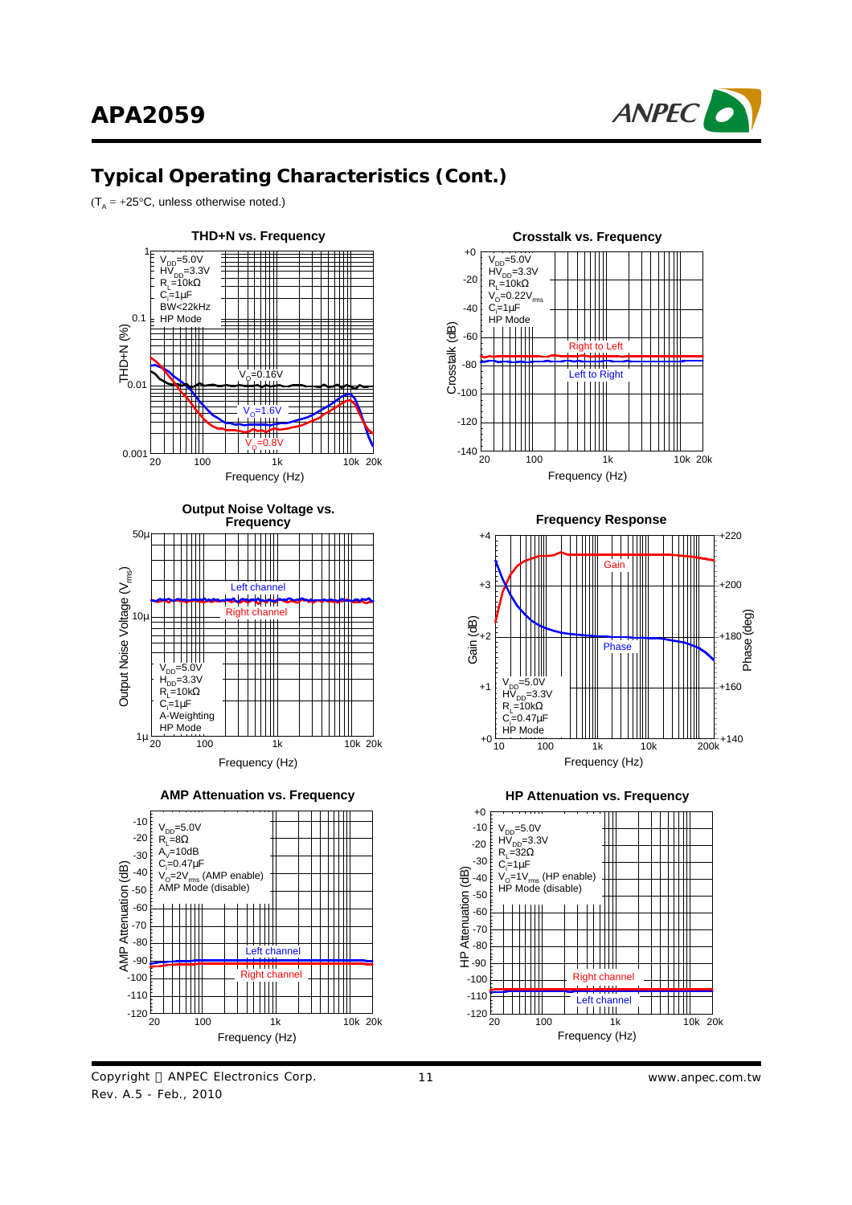## Typical Operating Characteristics (Cont.)

($T_A$ = +25°C, unless otherwise noted.)

**THD+N vs. Frequency**

$V_{DD}$=5.0V
$HV_{DD}$=3.3V
$R_L$=10kΩ
$C_i$=1μF
BW<22kHz
HP Mode

$V_O$=0.16V
$V_O$=1.6V
$V_O$=0.8V

THD+N (%)
Frequency (Hz)

**Crosstalk vs. Frequency**

$V_{DD}$=5.0V
$HV_{DD}$=3.3V
$R_L$=10kΩ
$V_O$=0.22$V_{rms}$
$C_i$=1μF
HP Mode

Right to Left
Left to Right

Crosstalk (dB)
Frequency (Hz)

**Output Noise Voltage vs. Frequency**

Left channel
Right channel

$V_{DD}$=5.0V
$H_{DD}$=3.3V
$R_L$=10kΩ
$C_i$=1μF
A-Weighting
HP Mode

Output Noise Voltage ($V_{rms}$)
Frequency (Hz)

**Frequency Response**

Gain
Phase

$V_{DD}$=5.0V
$HV_{DD}$=3.3V
$R_L$=10kΩ
$C_i$=0.47μF
HP Mode

Gain (dB)
Phase (deg)
Frequency (Hz)

**AMP Attenuation vs. Frequency**

$V_{DD}$=5.0V
$R_L$=8Ω
$A_V$=10dB
$C_i$=0.47μF
$V_O$=2$V_{rms}$ (AMP enable)
AMP Mode (disable)

Left channel
Right channel

AMP Attenuation (dB)
Frequency (Hz)

**HP Attenuation vs. Frequency**

$V_{DD}$=5.0V
$HV_{DD}$=3.3V
$R_L$=32Ω
$C_i$=1μF
$V_O$=1$V_{rms}$ (HP enable)
HP Mode (disable)

Right channel
Left channel

HP Attenuation (dB)
Frequency (Hz)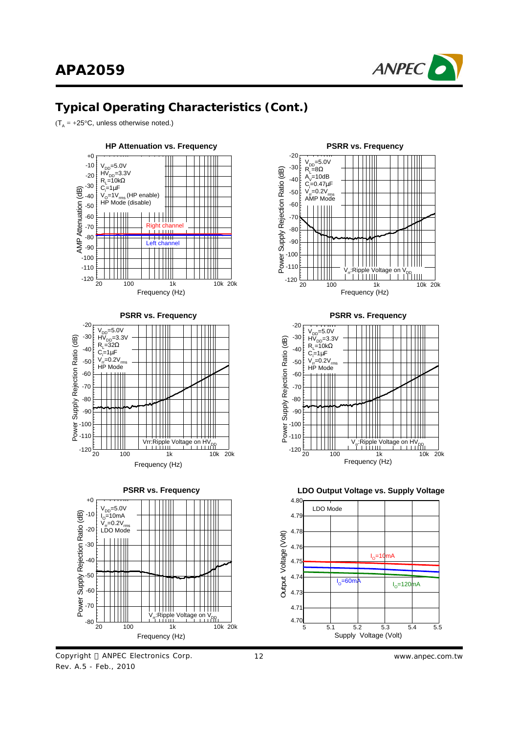## Typical Operating Characteristics (Cont.)

($T_A$ = +25°C, unless otherwise noted.)

**HP Attenuation vs. Frequency**

$V_{DD}$=5.0V
$HV_{DD}$=3.3V
$R_L$=10kΩ
$C_i$=1μF
$V_O$=1$V_{rms}$ (HP enable)
HP Mode (disable)

Right channel
Left channel

AMP Attenuation (dB)
Frequency (Hz)

**PSRR vs. Frequency**

$V_{DD}$=5.0V
$R_L$=8Ω
$A_V$=10dB
$C_i$=0.47μF
$V_{rr}$=0.2$V_{rms}$
AMP Mode

$V_{rr}$:Ripple Voltage on $V_{DD}$

Power Supply Rejection Ratio (dB)
Frequency (Hz)

**PSRR vs. Frequency**

$V_{DD}$=5.0V
$HV_{DD}$=3.3V
$R_L$=32Ω
$C_i$=1μF
$V_{rr}$=0.2$V_{rms}$
HP Mode

Vrr:Ripple Voltage on $HV_{DD}$

Power Supply Rejection Ratio (dB)
Frequency (Hz)

**PSRR vs. Frequency**

$V_{DD}$=5.0V
$HV_{DD}$=3.3V
$R_L$=10kΩ
$C_i$=1μF
$V_{rr}$=0.2$V_{rms}$
HP Mode

$V_{rr}$:Ripple Voltage on $HV_{DD}$

Power Supply Rejection Ratio (dB)
Frequency (Hz)

**PSRR vs. Frequency**

$V_{DD}$=5.0V
$I_O$=10mA
$V_{rr}$=0.2$V_{rms}$
LDO Mode

$V_{rr}$:Ripple Voltage on $V_{DD}$

Power Supply Rejection Ratio (dB)
Frequency (Hz)

**LDO Output Voltage vs. Supply Voltage**

LDO Mode

$I_O$=10mA
$I_O$=60mA
$I_O$=120mA

Output Voltage (Volt)
Supply Voltage (Volt)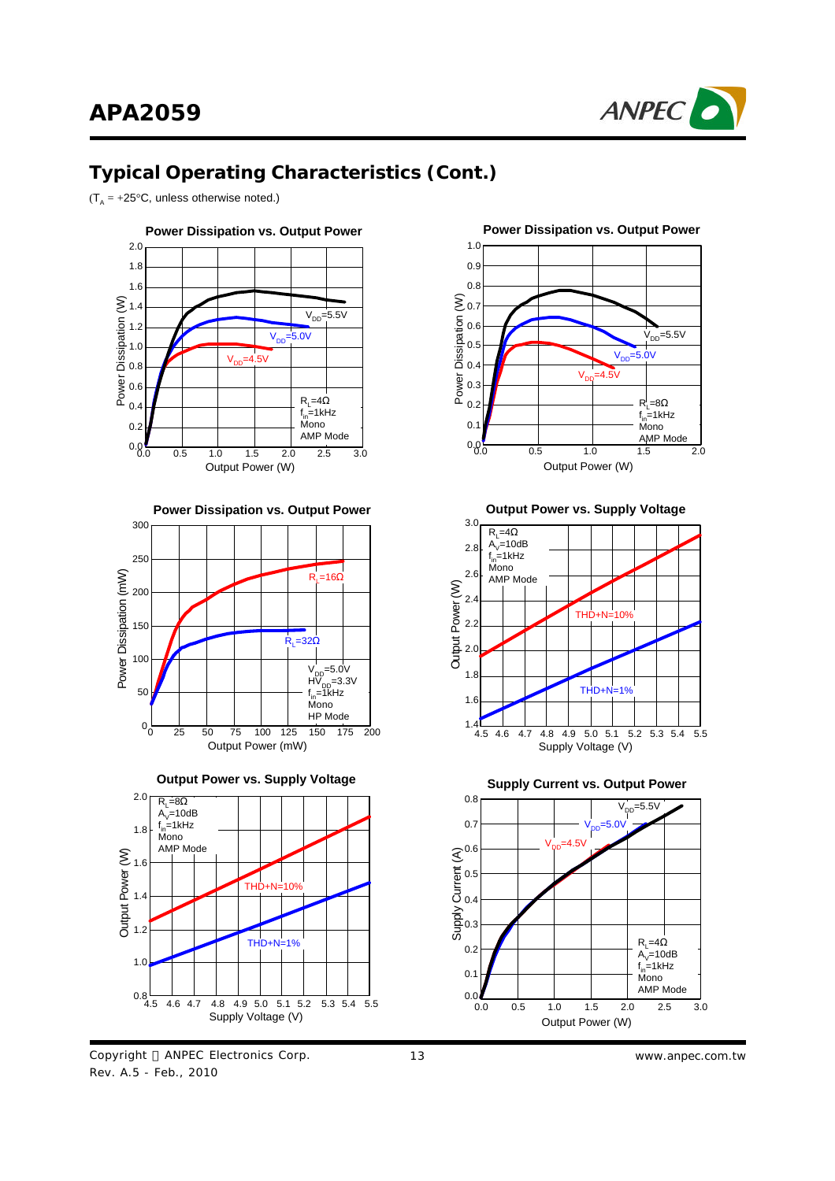## Typical Operating Characteristics (Cont.)

($T_A$ = +25°C, unless otherwise noted.)

**Power Dissipation vs. Output Power**

Power Dissipation (W) vs. Output Power (W); $V_{DD}$=5.5V, $V_{DD}$=5.0V, $V_{DD}$=4.5V; $R_L$=4Ω, $f_{in}$=1kHz, Mono, AMP Mode

**Power Dissipation vs. Output Power**

Power Dissipation (W) vs. Output Power (W); $V_{DD}$=5.5V, $V_{DD}$=5.0V, $V_{DD}$=4.5V; $R_L$=8Ω, $f_{in}$=1kHz, Mono, AMP Mode

**Power Dissipation vs. Output Power**

Power Dissipation (mW) vs. Output Power (mW); $R_L$=16Ω, $R_L$=32Ω; $V_{DD}$=5.0V, $HV_{DD}$=3.3V, $f_{in}$=1kHz, Mono, HP Mode

**Output Power vs. Supply Voltage**

Output Power (W) vs. Supply Voltage (V); THD+N=10%, THD+N=1%; $R_L$=4Ω, $A_V$=10dB, $f_{in}$=1kHz, Mono, AMP Mode

**Output Power vs. Supply Voltage**

Output Power (W) vs. Supply Voltage (V); THD+N=10%, THD+N=1%; $R_L$=8Ω, $A_V$=10dB, $f_{in}$=1kHz, Mono, AMP Mode

**Supply Current vs. Output Power**

Supply Current (A) vs. Output Power (W); $V_{DD}$=5.5V, $V_{DD}$=5.0V, $V_{DD}$=4.5V; $R_L$=4Ω, $A_V$=10dB, $f_{in}$=1kHz, Mono, AMP Mode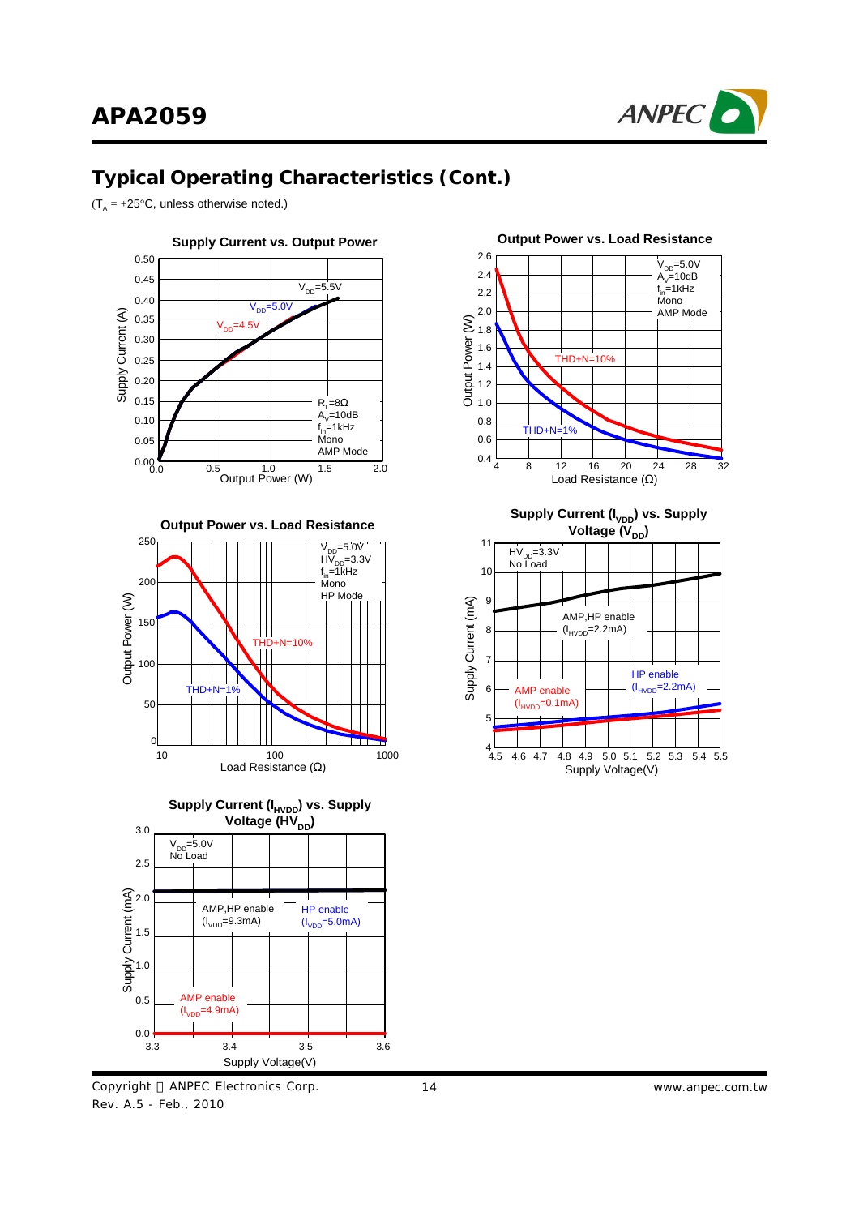## Typical Operating Characteristics (Cont.)

($T_A$ = +25°C, unless otherwise noted.)

**Supply Current vs. Output Power**

Supply Current (A): 0.00, 0.05, 0.10, 0.15, 0.20, 0.25, 0.30, 0.35, 0.40, 0.45, 0.50

Output Power (W): 0.0, 0.5, 1.0, 1.5, 2.0

$V_{DD}$=5.5V, $V_{DD}$=5.0V, $V_{DD}$=4.5V

$R_L$=8Ω, $A_V$=10dB, $f_{in}$=1kHz, Mono, AMP Mode

**Output Power vs. Load Resistance**

Output Power (W): 0.4, 0.6, 0.8, 1.0, 1.2, 1.4, 1.6, 1.8, 2.0, 2.2, 2.4, 2.6

Load Resistance (Ω): 4, 8, 12, 16, 20, 24, 28, 32

$V_{DD}$=5.0V, $A_V$=10dB, $f_{in}$=1kHz, Mono, AMP Mode

THD+N=10%, THD+N=1%

**Output Power vs. Load Resistance**

Output Power (W): 0, 50, 100, 150, 200, 250

Load Resistance (Ω): 10, 100, 1000

$V_{DD}$=5.0V, $HV_{DD}$=3.3V, $f_{in}$=1kHz, Mono, HP Mode

THD+N=10%, THD+N=1%

**Supply Current ($I_{VDD}$) vs. Supply Voltage ($V_{DD}$)**

Supply Current (mA): 4, 5, 6, 7, 8, 9, 10, 11

Supply Voltage(V): 4.5, 4.6, 4.7, 4.8, 4.9, 5.0, 5.1, 5.2, 5.3, 5.4, 5.5

$HV_{DD}$=3.3V, No Load

AMP,HP enable ($I_{HVDD}$=2.2mA)

HP enable ($I_{HVDD}$=2.2mA)

AMP enable ($I_{HVDD}$=0.1mA)

**Supply Current ($I_{HVDD}$) vs. Supply Voltage ($HV_{DD}$)**

Supply Current (mA): 0.0, 0.5, 1.0, 1.5, 2.0, 2.5, 3.0

Supply Voltage(V): 3.3, 3.4, 3.5, 3.6

$V_{DD}$=5.0V, No Load

AMP,HP enable ($I_{VDD}$=9.3mA)

HP enable ($I_{VDD}$=5.0mA)

AMP enable ($I_{VDD}$=4.9mA)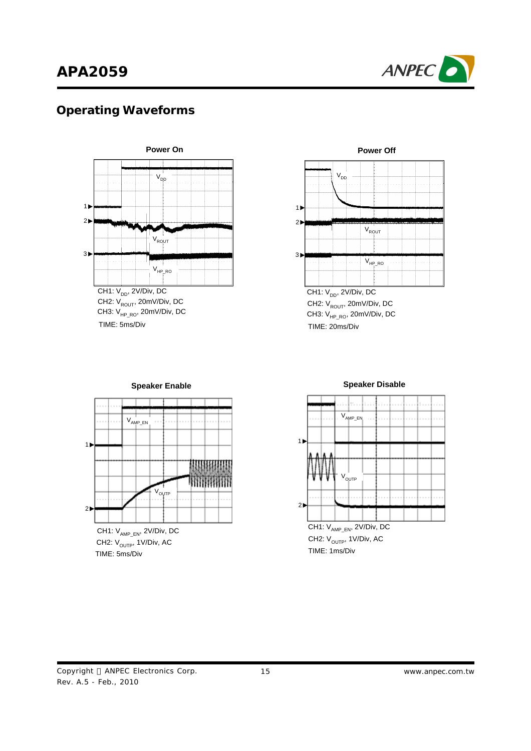## Operating Waveforms

**Power On**

CH1: $V_{DD}$, 2V/Div, DC
CH2: $V_{ROUT}$, 20mV/Div, DC
CH3: $V_{HP\_RO}$, 20mV/Div, DC
TIME: 5ms/Div

**Power Off**

CH1: $V_{DD}$, 2V/Div, DC
CH2: $V_{ROUT}$, 20mV/Div, DC
CH3: $V_{HP\_RO}$, 20mV/Div, DC
TIME: 20ms/Div

**Speaker Enable**

CH1: $V_{AMP\_EN}$, 2V/Div, DC
CH2: $V_{OUTP}$, 1V/Div, AC
TIME: 5ms/Div

**Speaker Disable**

CH1: $V_{AMP\_EN}$, 2V/Div, DC
CH2: $V_{OUTP}$, 1V/Div, AC
TIME: 1ms/Div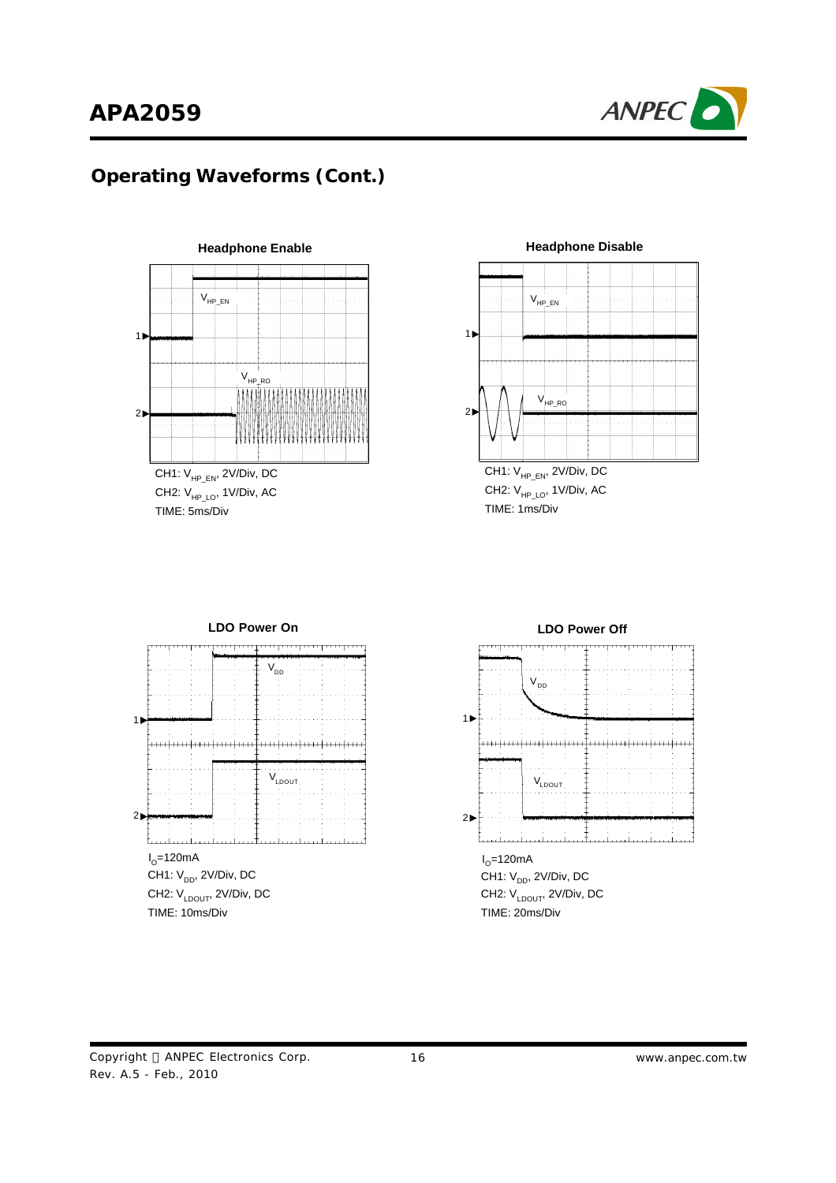## Operating Waveforms (Cont.)

**Headphone Enable**

$V_{HP\_EN}$

$V_{HP\_RO}$

CH1: $V_{HP\_EN}$, 2V/Div, DC
CH2: $V_{HP\_LO}$, 1V/Div, AC
TIME: 5ms/Div

**Headphone Disable**

$V_{HP\_EN}$

$V_{HP\_RO}$

CH1: $V_{HP\_EN}$, 2V/Div, DC
CH2: $V_{HP\_LO}$, 1V/Div, AC
TIME: 1ms/Div

**LDO Power On**

$V_{DD}$

$V_{LDOUT}$

$I_O$=120mA
CH1: $V_{DD}$, 2V/Div, DC
CH2: $V_{LDOUT}$, 2V/Div, DC
TIME: 10ms/Div

**LDO Power Off**

$V_{DD}$

$V_{LDOUT}$

$I_O$=120mA
CH1: $V_{DD}$, 2V/Div, DC
CH2: $V_{LDOUT}$, 2V/Div, DC
TIME: 20ms/Div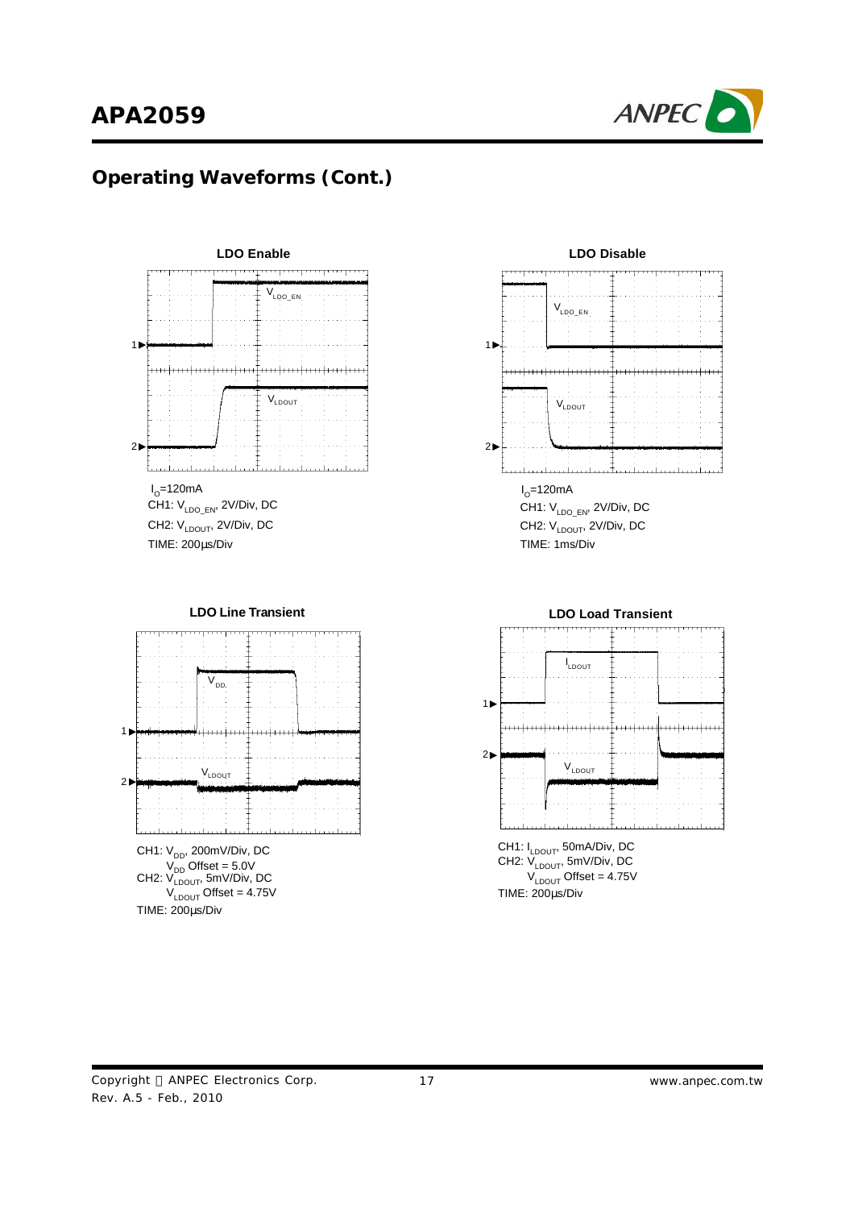## Operating Waveforms (Cont.)

**LDO Enable**

$I_O$=120mA
CH1: $V_{LDO\_EN}$, 2V/Div, DC
CH2: $V_{LDOUT}$, 2V/Div, DC
TIME: 200μs/Div

**LDO Disable**

$I_O$=120mA
CH1: $V_{LDO\_EN}$, 2V/Div, DC
CH2: $V_{LDOUT}$, 2V/Div, DC
TIME: 1ms/Div

**LDO Line Transient**

CH1: $V_{DD}$, 200mV/Div, DC
$V_{DD}$ Offset = 5.0V
CH2: $V_{LDOUT}$, 5mV/Div, DC
$V_{LDOUT}$ Offset = 4.75V
TIME: 200μs/Div

**LDO Load Transient**

CH1: $I_{LDOUT}$, 50mA/Div, DC
CH2: $V_{LDOUT}$, 5mV/Div, DC
$V_{LDOUT}$ Offset = 4.75V
TIME: 200μs/Div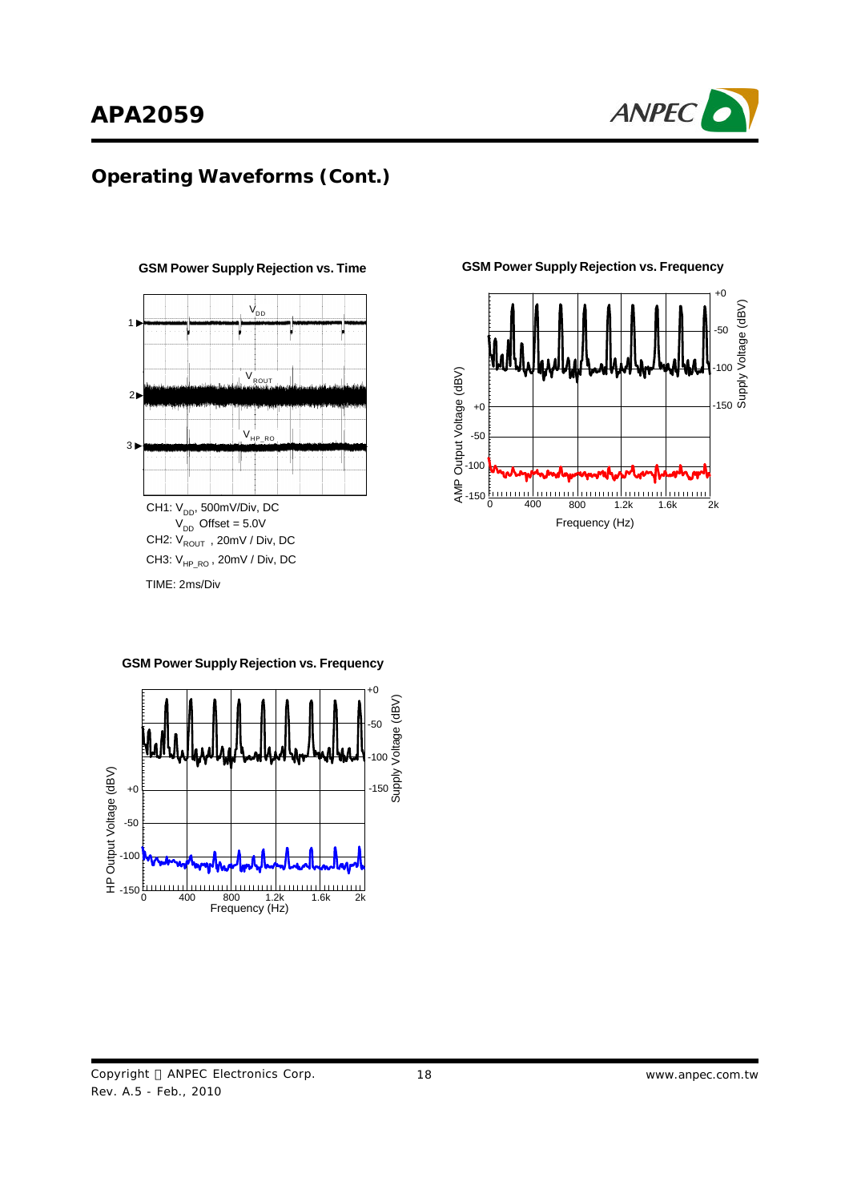## Operating Waveforms (Cont.)

**GSM Power Supply Rejection vs. Time**

CH1: $V_{DD}$, 500mV/Div, DC

$V_{DD}$ Offset = 5.0V

CH2: $V_{ROUT}$ , 20mV / Div, DC

CH3: $V_{HP\_RO}$ , 20mV / Div, DC

TIME: 2ms/Div

**GSM Power Supply Rejection vs. Frequency**

**GSM Power Supply Rejection vs. Frequency**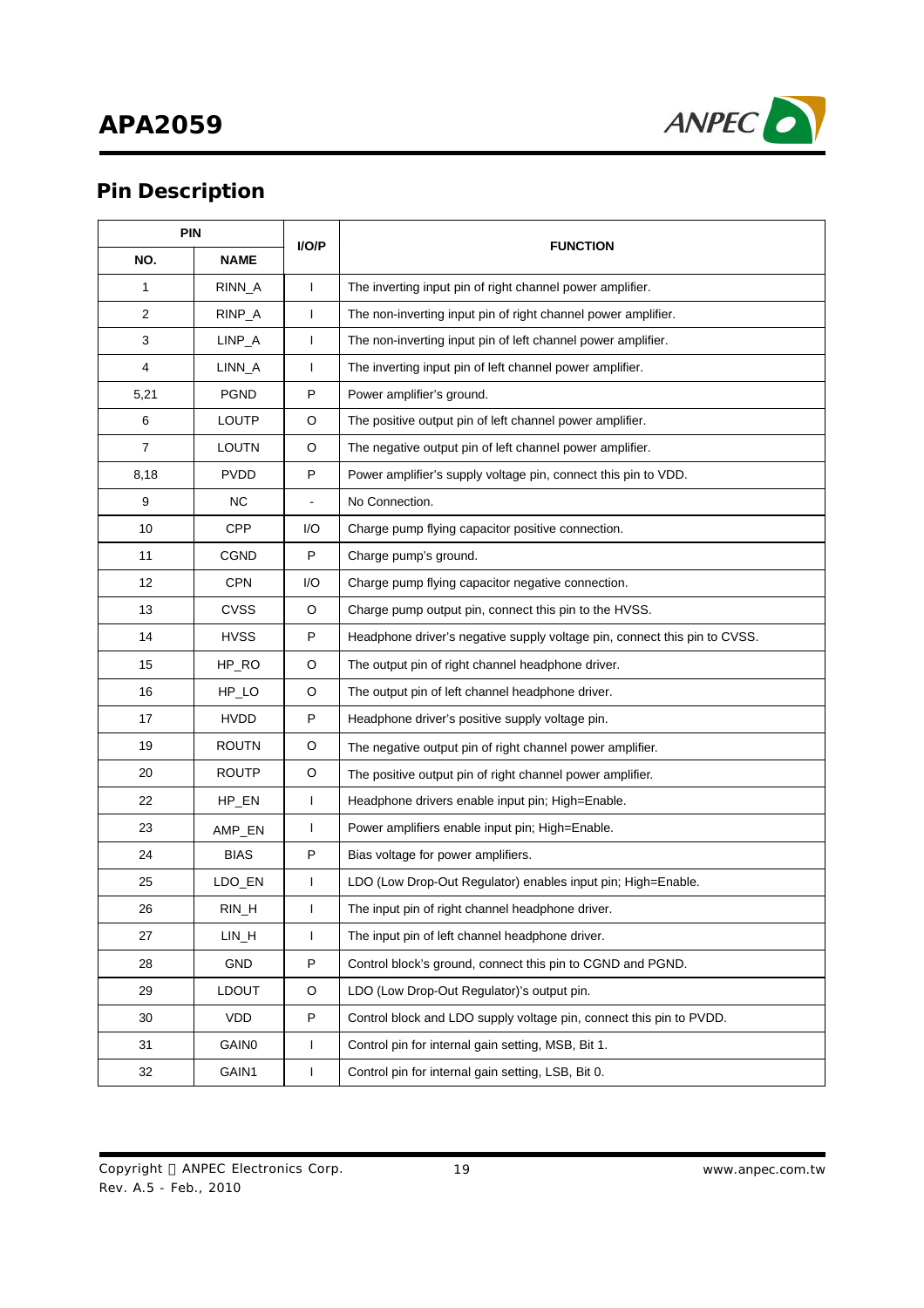## Pin Description

| PIN | | I/O/P | FUNCTION |
|---|---|---|---|
| NO. | NAME | | |
| 1 | RINN_A | I | The inverting input pin of right channel power amplifier. |
| 2 | RINP_A | I | The non-inverting input pin of right channel power amplifier. |
| 3 | LINP_A | I | The non-inverting input pin of left channel power amplifier. |
| 4 | LINN_A | I | The inverting input pin of left channel power amplifier. |
| 5,21 | PGND | P | Power amplifier's ground. |
| 6 | LOUTP | O | The positive output pin of left channel power amplifier. |
| 7 | LOUTN | O | The negative output pin of left channel power amplifier. |
| 8,18 | PVDD | P | Power amplifier's supply voltage pin, connect this pin to VDD. |
| 9 | NC | - | No Connection. |
| 10 | CPP | I/O | Charge pump flying capacitor positive connection. |
| 11 | CGND | P | Charge pump's ground. |
| 12 | CPN | I/O | Charge pump flying capacitor negative connection. |
| 13 | CVSS | O | Charge pump output pin, connect this pin to the HVSS. |
| 14 | HVSS | P | Headphone driver's negative supply voltage pin, connect this pin to CVSS. |
| 15 | HP_RO | O | The output pin of right channel headphone driver. |
| 16 | HP_LO | O | The output pin of left channel headphone driver. |
| 17 | HVDD | P | Headphone driver's positive supply voltage pin. |
| 19 | ROUTN | O | The negative output pin of right channel power amplifier. |
| 20 | ROUTP | O | The positive output pin of right channel power amplifier. |
| 22 | HP_EN | I | Headphone drivers enable input pin; High=Enable. |
| 23 | AMP_EN | I | Power amplifiers enable input pin; High=Enable. |
| 24 | BIAS | P | Bias voltage for power amplifiers. |
| 25 | LDO_EN | I | LDO (Low Drop-Out Regulator) enables input pin; High=Enable. |
| 26 | RIN_H | I | The input pin of right channel headphone driver. |
| 27 | LIN_H | I | The input pin of left channel headphone driver. |
| 28 | GND | P | Control block's ground, connect this pin to CGND and PGND. |
| 29 | LDOUT | O | LDO (Low Drop-Out Regulator)'s output pin. |
| 30 | VDD | P | Control block and LDO supply voltage pin, connect this pin to PVDD. |
| 31 | GAIN0 | I | Control pin for internal gain setting, MSB, Bit 1. |
| 32 | GAIN1 | I | Control pin for internal gain setting, LSB, Bit 0. |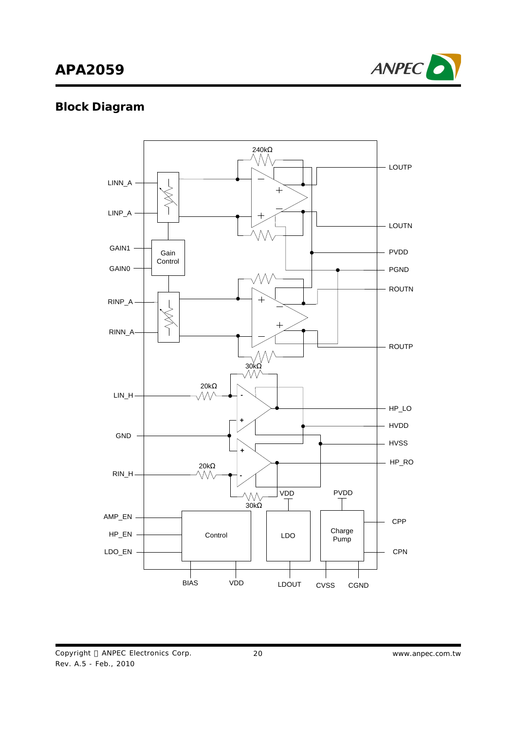## Block Diagram

LINN_A
LINP_A
GAIN1
GAIN0
Gain Control
RINP_A
RINN_A
240kΩ
LOUTP
LOUTN
PVDD
PGND
ROUTN
ROUTP
30kΩ
20kΩ
LIN_H
GND
RIN_H
20kΩ
30kΩ
HP_LO
HVDD
HVSS
HP_RO
VDD
PVDD
AMP_EN
HP_EN
LDO_EN
Control
LDO
Charge Pump
CPP
CPN
BIAS
VDD
LDOUT
CVSS
CGND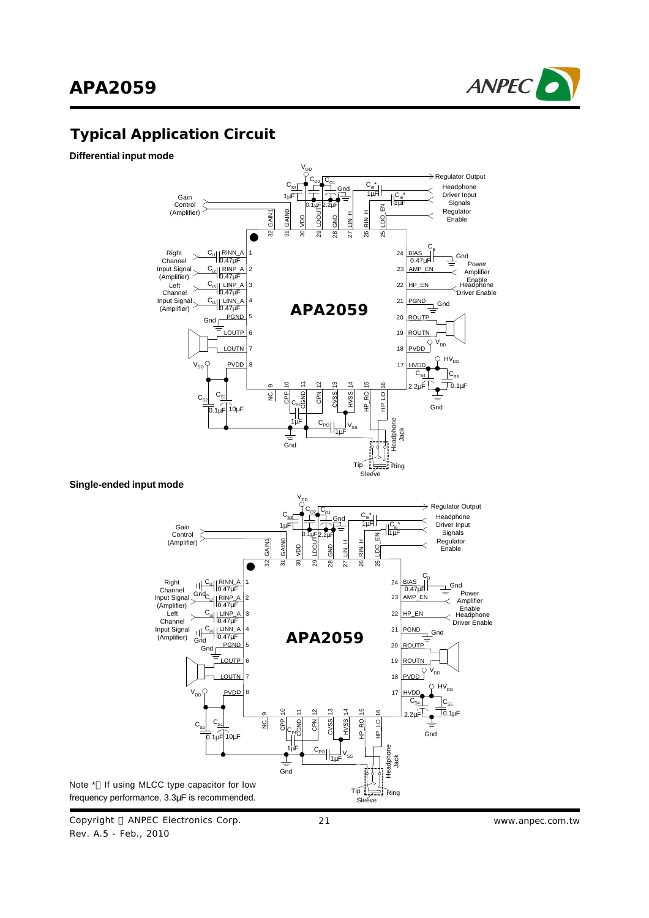## Typical Application Circuit

**Differential input mode**

**Single-ended input mode**

Note *：If using MLCC type capacitor for low frequency performance, 3.3μF is recommended.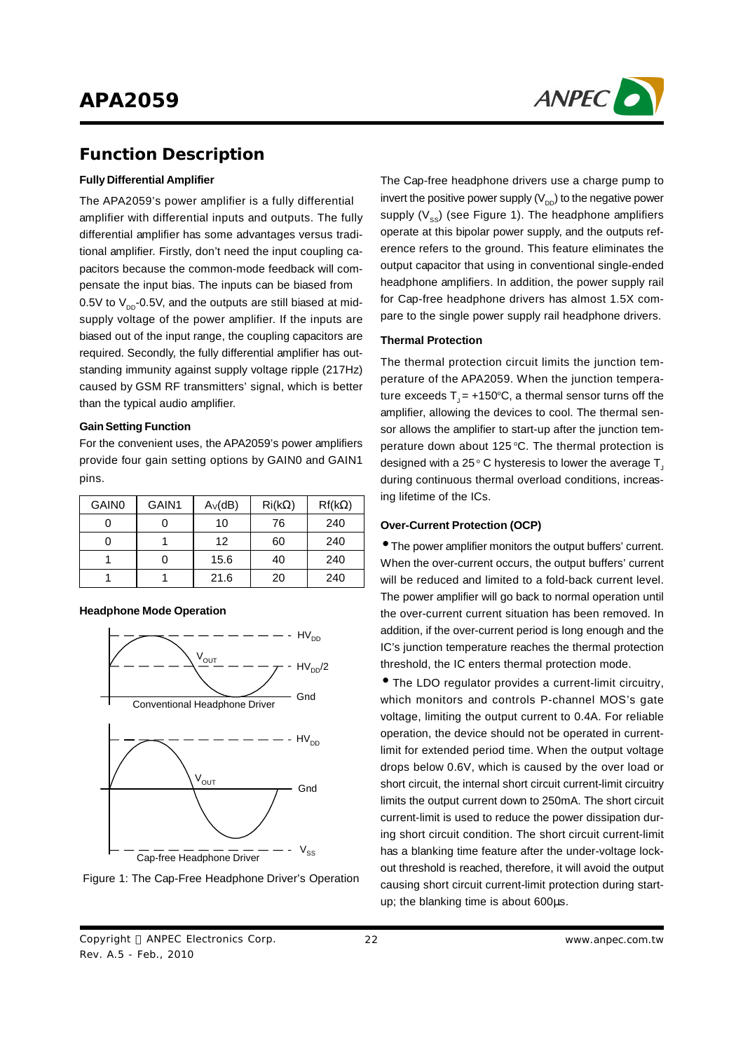## Function Description

**Fully Differential Amplifier**

The APA2059's power amplifier is a fully differential amplifier with differential inputs and outputs. The fully differential amplifier has some advantages versus traditional amplifier. Firstly, don't need the input coupling capacitors because the common-mode feedback will compensate the input bias. The inputs can be biased from 0.5V to $V_{DD}$-0.5V, and the outputs are still biased at mid-supply voltage of the power amplifier. If the inputs are biased out of the input range, the coupling capacitors are required. Secondly, the fully differential amplifier has outstanding immunity against supply voltage ripple (217Hz) caused by GSM RF transmitters' signal, which is better than the typical audio amplifier.

**Gain Setting Function**

For the convenient uses, the APA2059's power amplifiers provide four gain setting options by GAIN0 and GAIN1 pins.

| GAIN0 | GAIN1 | $A_V$(dB) | Ri(kΩ) | Rf(kΩ) |
|---|---|---|---|---|
| 0 | 0 | 10 | 76 | 240 |
| 0 | 1 | 12 | 60 | 240 |
| 1 | 0 | 15.6 | 40 | 240 |
| 1 | 1 | 21.6 | 20 | 240 |

**Headphone Mode Operation**

Figure 1: The Cap-Free Headphone Driver's Operation

The Cap-free headphone drivers use a charge pump to invert the positive power supply ($V_{DD}$) to the negative power supply ($V_{SS}$) (see Figure 1). The headphone amplifiers operate at this bipolar power supply, and the outputs reference refers to the ground. This feature eliminates the output capacitor that using in conventional single-ended headphone amplifiers. In addition, the power supply rail for Cap-free headphone drivers has almost 1.5X compare to the single power supply rail headphone drivers.

**Thermal Protection**

The thermal protection circuit limits the junction temperature of the APA2059. When the junction temperature exceeds $T_J$ = +150°C, a thermal sensor turns off the amplifier, allowing the devices to cool. The thermal sensor allows the amplifier to start-up after the junction temperature down about 125°C. The thermal protection is designed with a 25°C hysteresis to lower the average $T_J$ during continuous thermal overload conditions, increasing lifetime of the ICs.

**Over-Current Protection (OCP)**

- The power amplifier monitors the output buffers' current. When the over-current occurs, the output buffers' current will be reduced and limited to a fold-back current level. The power amplifier will go back to normal operation until the over-current current situation has been removed. In addition, if the over-current period is long enough and the IC's junction temperature reaches the thermal protection threshold, the IC enters thermal protection mode.
- The LDO regulator provides a current-limit circuitry, which monitors and controls P-channel MOS's gate voltage, limiting the output current to 0.4A. For reliable operation, the device should not be operated in current-limit for extended period time. When the output voltage drops below 0.6V, which is caused by the over load or short circuit, the internal short circuit current-limit circuitry limits the output current down to 250mA. The short circuit current-limit is used to reduce the power dissipation during short circuit condition. The short circuit current-limit has a blanking time feature after the under-voltage lockout threshold is reached, therefore, it will avoid the output causing short circuit current-limit protection during start-up; the blanking time is about 600µs.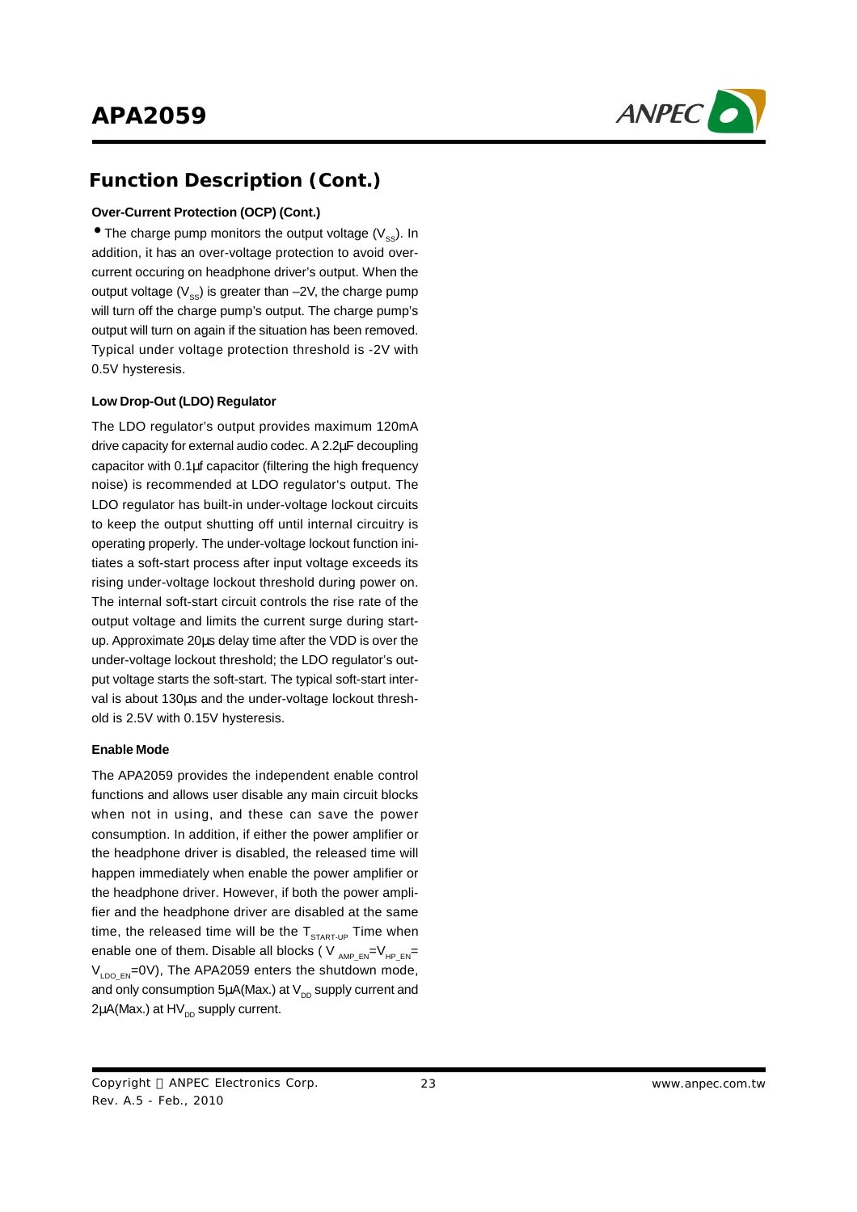## Function Description (Cont.)

### Over-Current Protection (OCP) (Cont.)

- The charge pump monitors the output voltage ($V_{SS}$). In addition, it has an over-voltage protection to avoid over-current occuring on headphone driver's output. When the output voltage ($V_{SS}$) is greater than –2V, the charge pump will turn off the charge pump's output. The charge pump's output will turn on again if the situation has been removed. Typical under voltage protection threshold is -2V with 0.5V hysteresis.

### Low Drop-Out (LDO) Regulator

The LDO regulator's output provides maximum 120mA drive capacity for external audio codec. A 2.2µF decoupling capacitor with 0.1µf capacitor (filtering the high frequency noise) is recommended at LDO regulator's output. The LDO regulator has built-in under-voltage lockout circuits to keep the output shutting off until internal circuitry is operating properly. The under-voltage lockout function initiates a soft-start process after input voltage exceeds its rising under-voltage lockout threshold during power on. The internal soft-start circuit controls the rise rate of the output voltage and limits the current surge during start-up. Approximate 20µs delay time after the VDD is over the under-voltage lockout threshold; the LDO regulator's output voltage starts the soft-start. The typical soft-start interval is about 130µs and the under-voltage lockout threshold is 2.5V with 0.15V hysteresis.

### Enable Mode

The APA2059 provides the independent enable control functions and allows user disable any main circuit blocks when not in using, and these can save the power consumption. In addition, if either the power amplifier or the headphone driver is disabled, the released time will happen immediately when enable the power amplifier or the headphone driver. However, if both the power amplifier and the headphone driver are disabled at the same time, the released time will be the $T_{START-UP}$ Time when enable one of them. Disable all blocks ( $V_{AMP\_EN}$=$V_{HP\_EN}$=$V_{LDO\_EN}$=0V), The APA2059 enters the shutdown mode, and only consumption 5µA(Max.) at $V_{DD}$ supply current and 2µA(Max.) at $HV_{DD}$ supply current.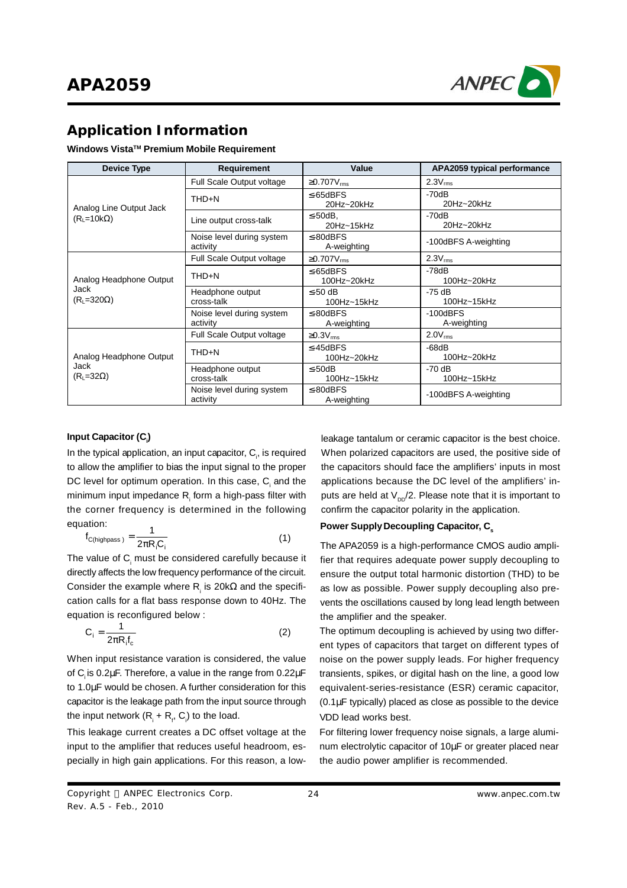## Application Information

**Windows Vista™ Premium Mobile Requirement**

| Device Type | Requirement | Value | APA2059 typical performance |
|---|---|---|---|
| Analog Line Output Jack ($R_L$=10kΩ) | Full Scale Output voltage | ≥0.707$V_{rms}$ | 2.3$V_{rms}$ |
| | THD+N | ≤-65dBFS 20Hz~20kHz | -70dB 20Hz~20kHz |
| | Line output cross-talk | ≤-50dB, 20Hz~15kHz | -70dB 20Hz~20kHz |
| | Noise level during system activity | ≤-80dBFS A-weighting | -100dBFS A-weighting |
| Analog Headphone Output Jack ($R_L$=320Ω) | Full Scale Output voltage | ≥0.707$V_{rms}$ | 2.3$V_{rms}$ |
| | THD+N | ≤-65dBFS 100Hz~20kHz | -78dB 100Hz~20kHz |
| | Headphone output cross-talk | ≤-50 dB 100Hz~15kHz | -75 dB 100Hz~15kHz |
| | Noise level during system activity | ≤-80dBFS A-weighting | -100dBFS A-weighting |
| Analog Headphone Output Jack ($R_L$=32Ω) | Full Scale Output voltage | ≥0.3$V_{rms}$ | 2.0$V_{rms}$ |
| | THD+N | ≤-45dBFS 100Hz~20kHz | -68dB 100Hz~20kHz |
| | Headphone output cross-talk | ≤-50dB 100Hz~15kHz | -70 dB 100Hz~15kHz |
| | Noise level during system activity | ≤-80dBFS A-weighting | -100dBFS A-weighting |

### Input Capacitor ($C_i$)

In the typical application, an input capacitor, $C_i$, is required to allow the amplifier to bias the input signal to the proper DC level for optimum operation. In this case, $C_i$ and the minimum input impedance $R_i$ form a high-pass filter with the corner frequency is determined in the following equation:

$$f_{C(highpass)} = \frac{1}{2\pi R_i C_i} \quad (1)$$

The value of $C_i$ must be considered carefully because it directly affects the low frequency performance of the circuit. Consider the example where $R_i$ is 20kΩ and the specification calls for a flat bass response down to 40Hz. The equation is reconfigured below :

$$C_i = \frac{1}{2\pi R_i f_c} \quad (2)$$

When input resistance varation is considered, the value of $C_i$ is 0.2μF. Therefore, a value in the range from 0.22μF to 1.0μF would be chosen. A further consideration for this capacitor is the leakage path from the input source through the input network ($R_i$ + $R_f$, $C_i$) to the load.

This leakage current creates a DC offset voltage at the input to the amplifier that reduces useful headroom, especially in high gain applications. For this reason, a low-leakage tantalum or ceramic capacitor is the best choice. When polarized capacitors are used, the positive side of the capacitors should face the amplifiers' inputs in most applications because the DC level of the amplifiers' inputs are held at $V_{DD}/2$. Please note that it is important to confirm the capacitor polarity in the application.

### Power Supply Decoupling Capacitor, $C_s$

The APA2059 is a high-performance CMOS audio amplifier that requires adequate power supply decoupling to ensure the output total harmonic distortion (THD) to be as low as possible. Power supply decoupling also prevents the oscillations caused by long lead length between the amplifier and the speaker.

The optimum decoupling is achieved by using two different types of capacitors that target on different types of noise on the power supply leads. For higher frequency transients, spikes, or digital hash on the line, a good low equivalent-series-resistance (ESR) ceramic capacitor, (0.1μF typically) placed as close as possible to the device VDD lead works best.

For filtering lower frequency noise signals, a large aluminum electrolytic capacitor of 10μF or greater placed near the audio power amplifier is recommended.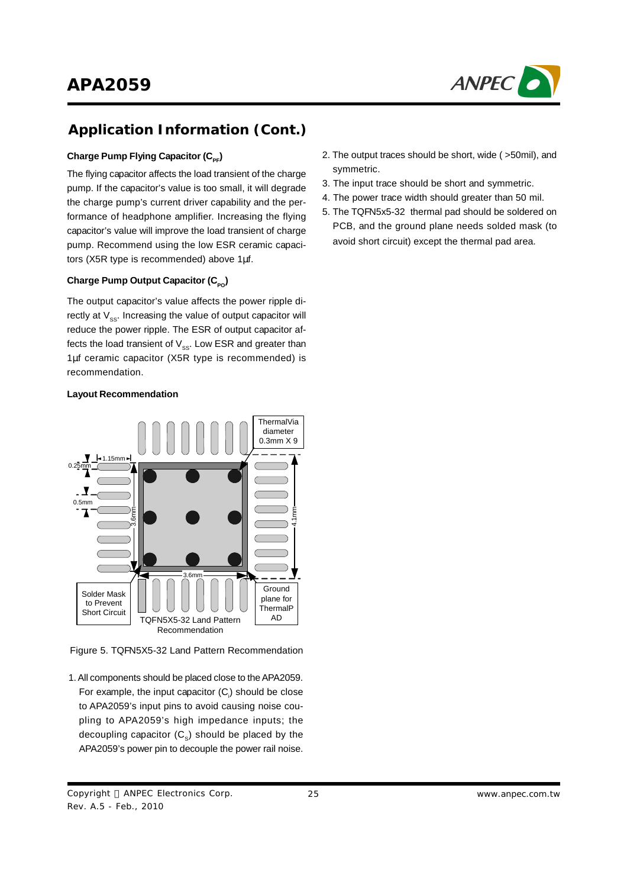## Application Information (Cont.)

### Charge Pump Flying Capacitor ($C_{PF}$)

The flying capacitor affects the load transient of the charge pump. If the capacitor's value is too small, it will degrade the charge pump's current driver capability and the performance of headphone amplifier. Increasing the flying capacitor's value will improve the load transient of charge pump. Recommend using the low ESR ceramic capacitors (X5R type is recommended) above 1µf.

### Charge Pump Output Capacitor ($C_{PO}$)

The output capacitor's value affects the power ripple directly at $V_{SS}$. Increasing the value of output capacitor will reduce the power ripple. The ESR of output capacitor affects the load transient of $V_{SS}$. Low ESR and greater than 1µf ceramic capacitor (X5R type is recommended) is recommendation.

### Layout Recommendation

ThermalVia diameter 0.3mm X 9

0.25mm, 1.15mm, 0.5mm, 3.6mm, 4.1mm, 3.6mm

Solder Mask to Prevent Short Circuit

Ground plane for ThermalPAD

TQFN5X5-32 Land Pattern Recommendation

Figure 5. TQFN5X5-32 Land Pattern Recommendation

1. All components should be placed close to the APA2059. For example, the input capacitor ($C_i$) should be close to APA2059's input pins to avoid causing noise coupling to APA2059's high impedance inputs; the decoupling capacitor ($C_s$) should be placed by the APA2059's power pin to decouple the power rail noise.
2. The output traces should be short, wide ( >50mil), and symmetric.
3. The input trace should be short and symmetric.
4. The power trace width should greater than 50 mil.
5. The TQFN5x5-32 thermal pad should be soldered on PCB, and the ground plane needs solded mask (to avoid short circuit) except the thermal pad area.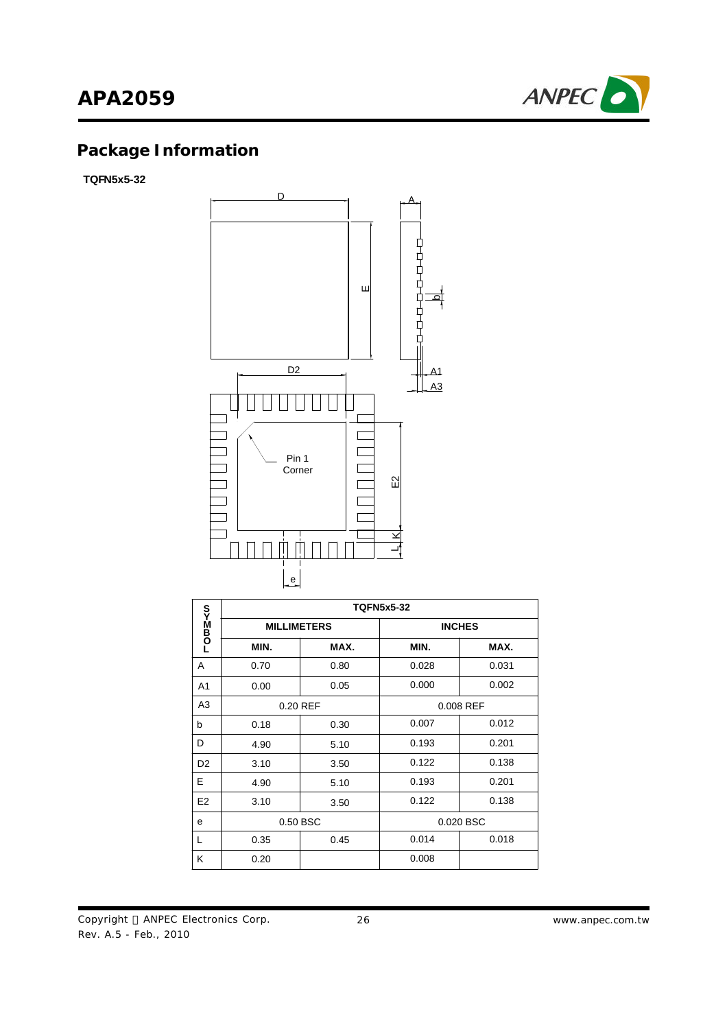## Package Information

**TQFN5x5-32**

| SYMBOL | TQFN5x5-32 | | | |
|---|---|---|---|---|
| | MILLIMETERS | | INCHES | |
| | MIN. | MAX. | MIN. | MAX. |
| A | 0.70 | 0.80 | 0.028 | 0.031 |
| A1 | 0.00 | 0.05 | 0.000 | 0.002 |
| A3 | 0.20 REF | | 0.008 REF | |
| b | 0.18 | 0.30 | 0.007 | 0.012 |
| D | 4.90 | 5.10 | 0.193 | 0.201 |
| D2 | 3.10 | 3.50 | 0.122 | 0.138 |
| E | 4.90 | 5.10 | 0.193 | 0.201 |
| E2 | 3.10 | 3.50 | 0.122 | 0.138 |
| e | 0.50 BSC | | 0.020 BSC | |
| L | 0.35 | 0.45 | 0.014 | 0.018 |
| K | 0.20 | | 0.008 | |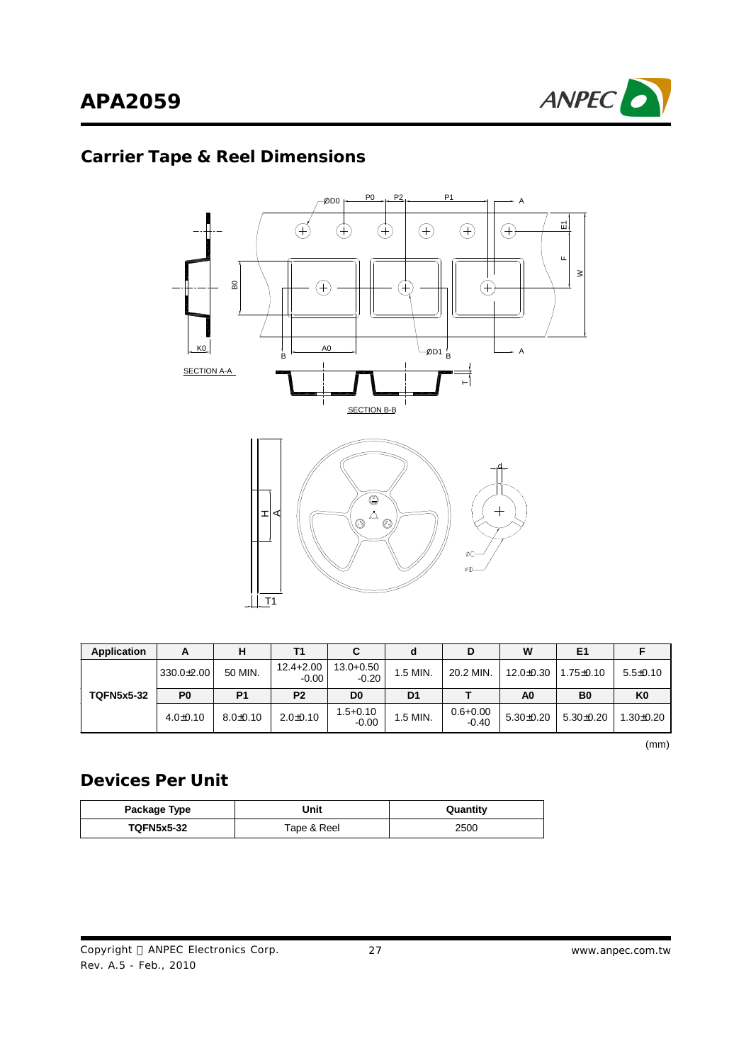## Carrier Tape & Reel Dimensions

| Application | A | H | T1 | C | d | D | W | E1 | F |
|---|---|---|---|---|---|---|---|---|---|
| TQFN5x5-32 | 330.0±2.00 | 50 MIN. | 12.4+2.00 -0.00 | 13.0+0.50 -0.20 | 1.5 MIN. | 20.2 MIN. | 12.0±0.30 | 1.75±0.10 | 5.5±0.10 |
| | **P0** | **P1** | **P2** | **D0** | **D1** | **T** | **A0** | **B0** | **K0** |
| | 4.0±0.10 | 8.0±0.10 | 2.0±0.10 | 1.5+0.10 -0.00 | 1.5 MIN. | 0.6+0.00 -0.40 | 5.30±0.20 | 5.30±0.20 | 1.30±0.20 |

(mm)

## Devices Per Unit

| Package Type | Unit | Quantity |
|---|---|---|
| TQFN5x5-32 | Tape & Reel | 2500 |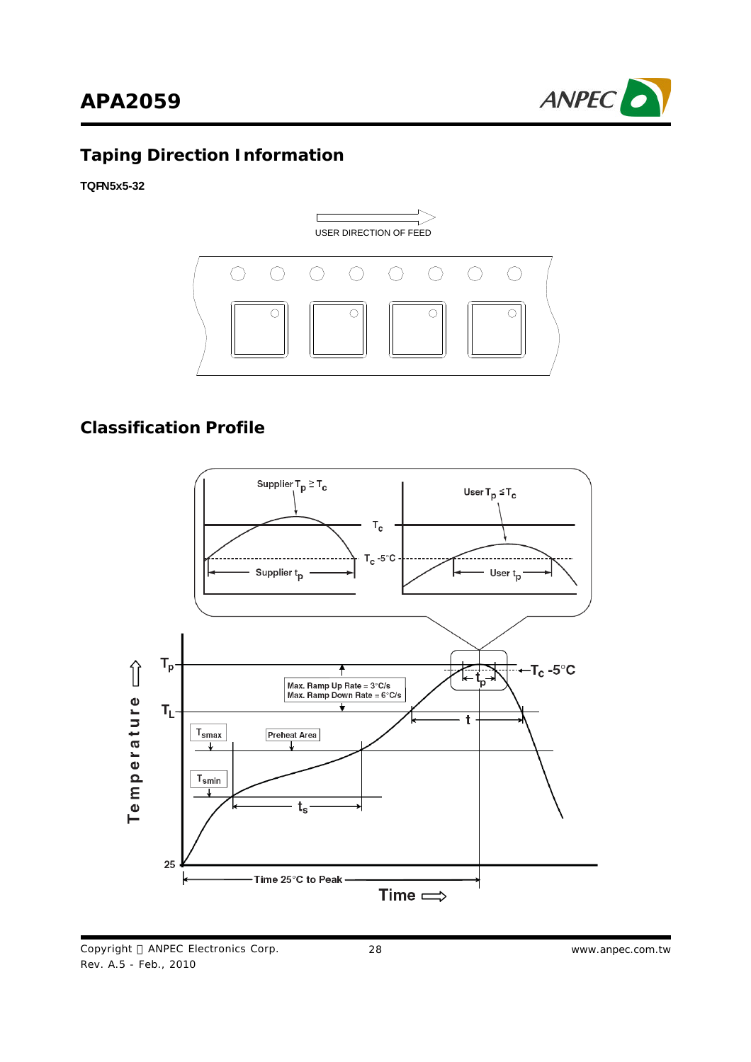## Taping Direction Information

**TQFN5x5-32**

USER DIRECTION OF FEED

## Classification Profile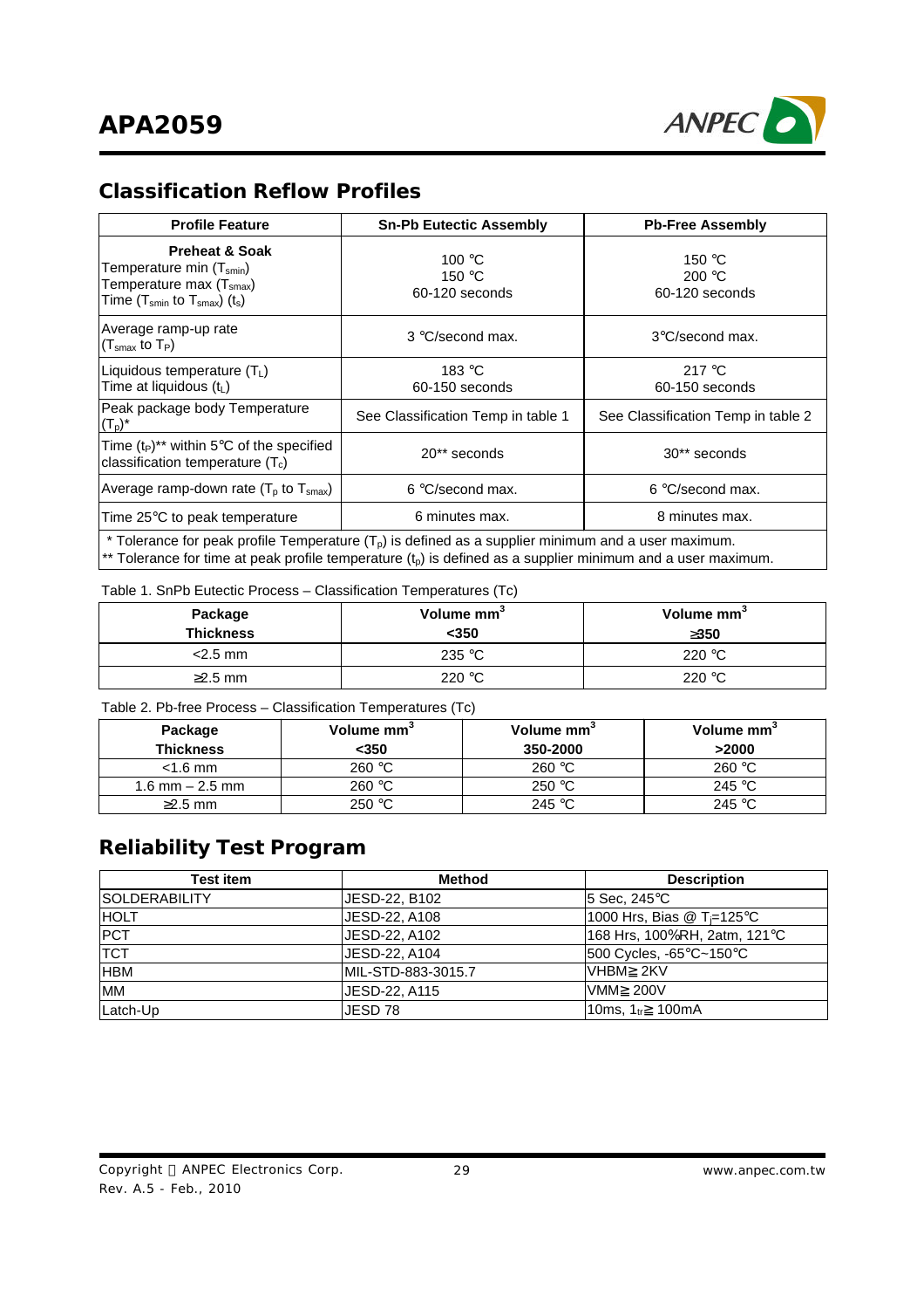## Classification Reflow Profiles

| Profile Feature | Sn-Pb Eutectic Assembly | Pb-Free Assembly |
|---|---|---|
| **Preheat & Soak**<br>Temperature min ($T_{smin}$)<br>Temperature max ($T_{smax}$)<br>Time ($T_{smin}$ to $T_{smax}$) ($t_s$) | 100 °C<br>150 °C<br>60-120 seconds | 150 °C<br>200 °C<br>60-120 seconds |
| Average ramp-up rate<br>($T_{smax}$ to $T_P$) | 3 °C/second max. | 3°C/second max. |
| Liquidous temperature ($T_L$)<br>Time at liquidous ($t_L$) | 183 °C<br>60-150 seconds | 217 °C<br>60-150 seconds |
| Peak package body Temperature ($T_p$)* | See Classification Temp in table 1 | See Classification Temp in table 2 |
| Time ($t_P$)** within 5°C of the specified classification temperature ($T_c$) | 20** seconds | 30** seconds |
| Average ramp-down rate ($T_p$ to $T_{smax}$) | 6 °C/second max. | 6 °C/second max. |
| Time 25°C to peak temperature | 6 minutes max. | 8 minutes max. |

\* Tolerance for peak profile Temperature ($T_p$) is defined as a supplier minimum and a user maximum.
\*\* Tolerance for time at peak profile temperature ($t_p$) is defined as a supplier minimum and a user maximum.

Table 1. SnPb Eutectic Process – Classification Temperatures (Tc)

| Package Thickness | Volume mm³ <350 | Volume mm³ ≥350 |
|---|---|---|
| <2.5 mm | 235 °C | 220 °C |
| ≥2.5 mm | 220 °C | 220 °C |

Table 2. Pb-free Process – Classification Temperatures (Tc)

| Package Thickness | Volume mm³ <350 | Volume mm³ 350-2000 | Volume mm³ >2000 |
|---|---|---|---|
| <1.6 mm | 260 °C | 260 °C | 260 °C |
| 1.6 mm – 2.5 mm | 260 °C | 250 °C | 245 °C |
| ≥2.5 mm | 250 °C | 245 °C | 245 °C |

## Reliability Test Program

| Test item | Method | Description |
|---|---|---|
| SOLDERABILITY | JESD-22, B102 | 5 Sec, 245°C |
| HOLT | JESD-22, A108 | 1000 Hrs, Bias @ $T_j$=125°C |
| PCT | JESD-22, A102 | 168 Hrs, 100%RH, 2atm, 121°C |
| TCT | JESD-22, A104 | 500 Cycles, -65°C~150°C |
| HBM | MIL-STD-883-3015.7 | VHBM≧2KV |
| MM | JESD-22, A115 | VMM≧200V |
| Latch-Up | JESD 78 | 10ms, $1_{tr}$≧100mA |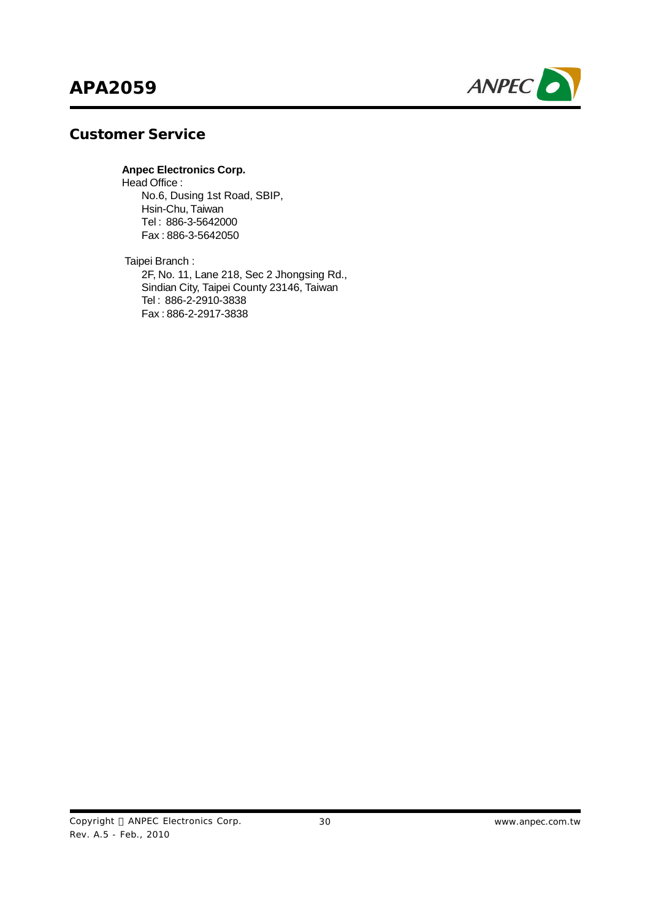## Customer Service

**Anpec Electronics Corp.**

Head Office :

No.6, Dusing 1st Road, SBIP,
Hsin-Chu, Taiwan
Tel : 886-3-5642000
Fax : 886-3-5642050

Taipei Branch :

2F, No. 11, Lane 218, Sec 2 Jhongsing Rd.,
Sindian City, Taipei County 23146, Taiwan
Tel : 886-2-2910-3838
Fax : 886-2-2917-3838